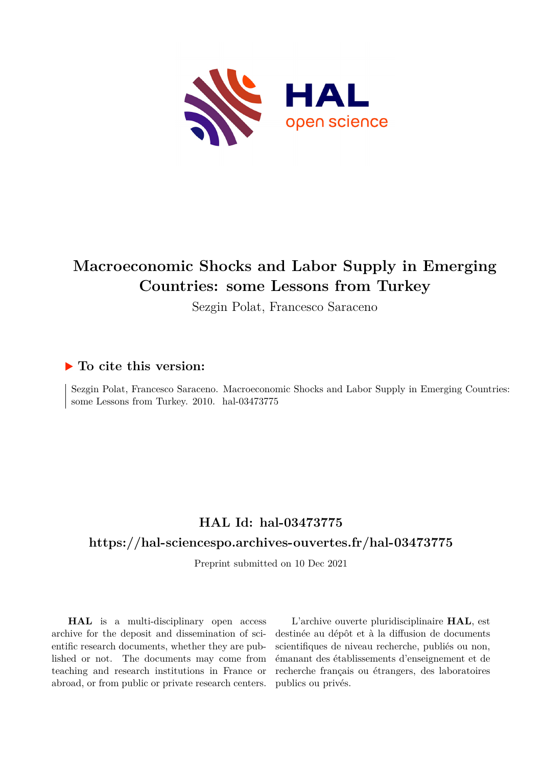# Macroeconomic Shocks and Labor Supply in Emerging Countries: some Lessons from Turkey

Sezgin Polat, Francesco Saraceno

## ▶ To cite this version:

Sezgin Polat, Francesco Saraceno. Macroeconomic Shocks and Labor Supply in Emerging Countries: some Lessons from Turkey. 2010. hal-03473775

## HAL Id: hal-03473775

## https://hal-sciencespo.archives-ouvertes.fr/hal-03473775

Preprint submitted on 10 Dec 2021

**HAL** is a multi-disciplinary open access archive for the deposit and dissemination of scientific research documents, whether they are published or not. The documents may come from teaching and research institutions in France or abroad, or from public or private research centers.

L'archive ouverte pluridisciplinaire **HAL**, est destinée au dépôt et à la diffusion de documents scientifiques de niveau recherche, publiés ou non, émanant des établissements d'enseignement et de recherche français ou étrangers, des laboratoires publics ou privés.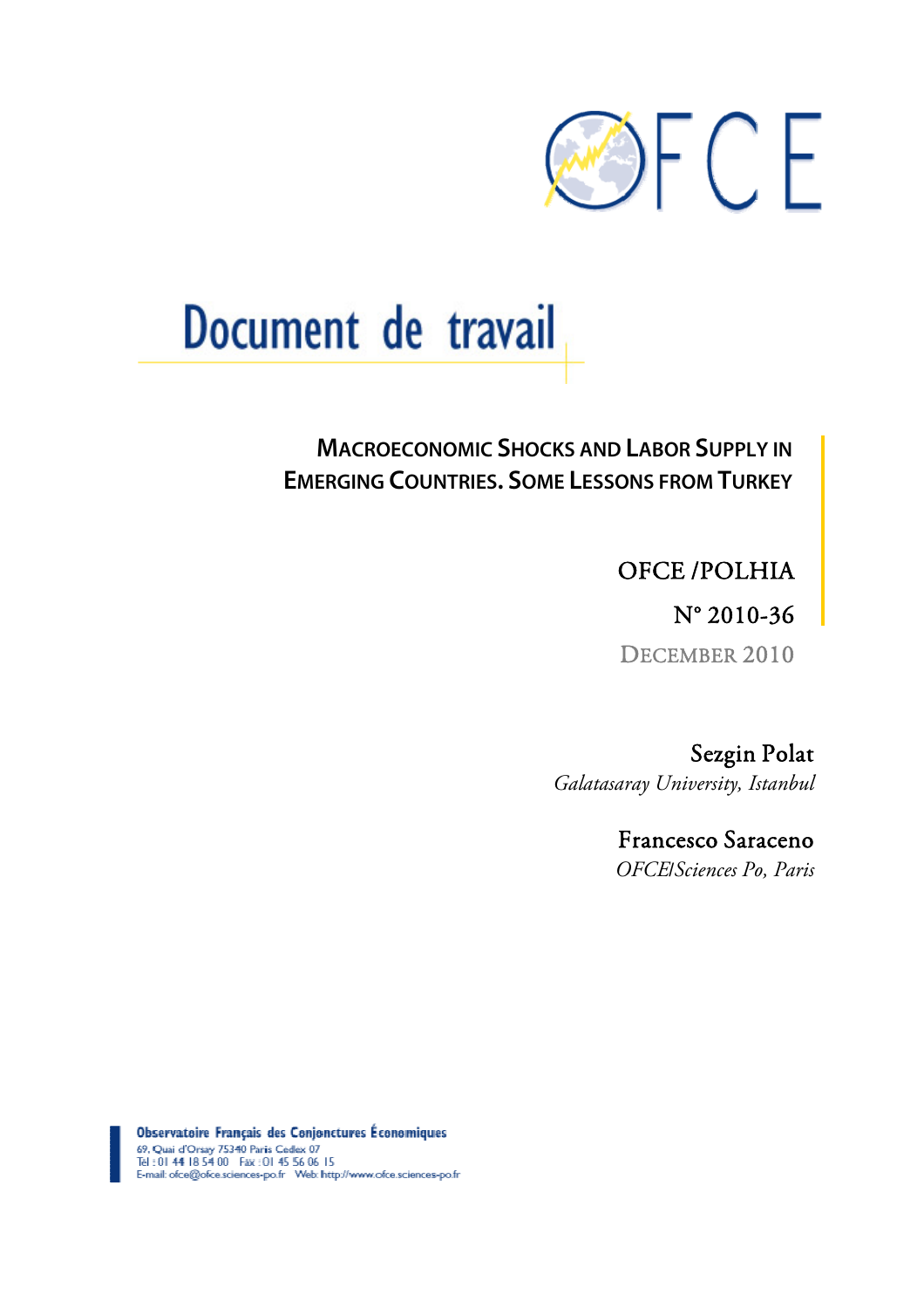# Document de travail

**MACROECONOMIC SHOCKS AND LABOR SUPPLY IN EMERGING COUNTRIES. SOME LESSONS FROM TURKEY**

OFCE /POLHIA

N° 2010-36

DECEMBER 2010

Sezgin Polat

*Galatasaray University, Istanbul*

Francesco Saraceno

*OFCE/Sciences Po, Paris*

**Observatoire Français des Conjonctures Économiques**

69, Quai d'Orsay 75340 Paris Cedex 07

Tel : 01 44 18 54 00 Fax : 01 45 56 06 15

E-mail: ofce@ofce.sciences-po.fr Web: http://www.ofce.sciences-po.fr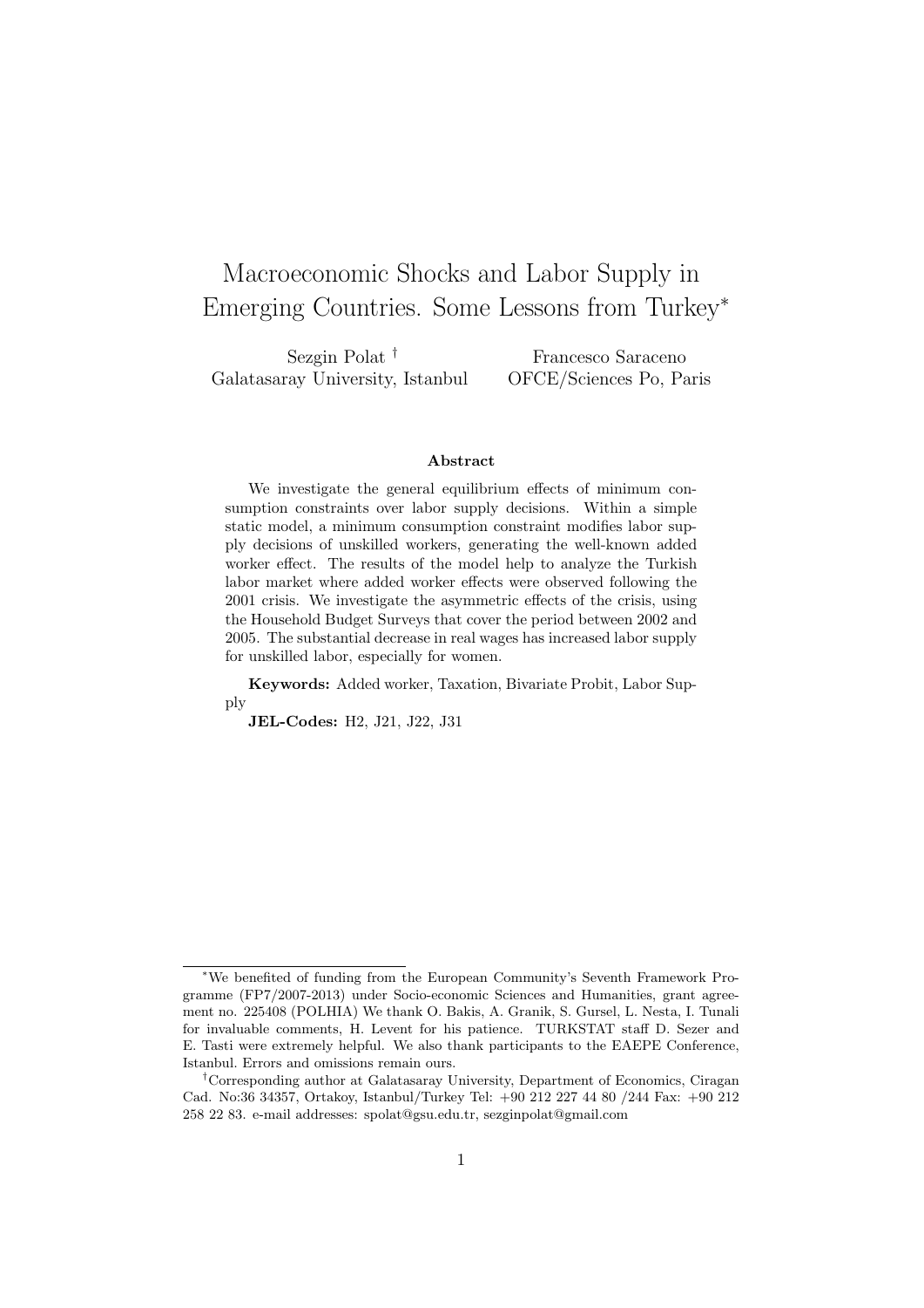# Macroeconomic Shocks and Labor Supply in Emerging Countries. Some Lessons from Turkey*

Sezgin Polat †
Galatasaray University, Istanbul

Francesco Saraceno
OFCE/Sciences Po, Paris

### Abstract

We investigate the general equilibrium effects of minimum consumption constraints over labor supply decisions. Within a simple static model, a minimum consumption constraint modifies labor supply decisions of unskilled workers, generating the well-known added worker effect. The results of the model help to analyze the Turkish labor market where added worker effects were observed following the 2001 crisis. We investigate the asymmetric effects of the crisis, using the Household Budget Surveys that cover the period between 2002 and 2005. The substantial decrease in real wages has increased labor supply for unskilled labor, especially for women.

**Keywords:** Added worker, Taxation, Bivariate Probit, Labor Supply

**JEL-Codes:** H2, J21, J22, J31

---

*We benefited of funding from the European Community's Seventh Framework Programme (FP7/2007-2013) under Socio-economic Sciences and Humanities, grant agreement no. 225408 (POLHIA) We thank O. Bakis, A. Granik, S. Gursel, L. Nesta, I. Tunali for invaluable comments, H. Levent for his patience. TURKSTAT staff D. Sezer and E. Tasti were extremely helpful. We also thank participants to the EAEPE Conference, Istanbul. Errors and omissions remain ours.

†Corresponding author at Galatasaray University, Department of Economics, Ciragan Cad. No:36 34357, Ortakoy, Istanbul/Turkey Tel: +90 212 227 44 80 /244 Fax: +90 212 258 22 83. e-mail addresses: spolat@gsu.edu.tr, sezginpolat@gmail.com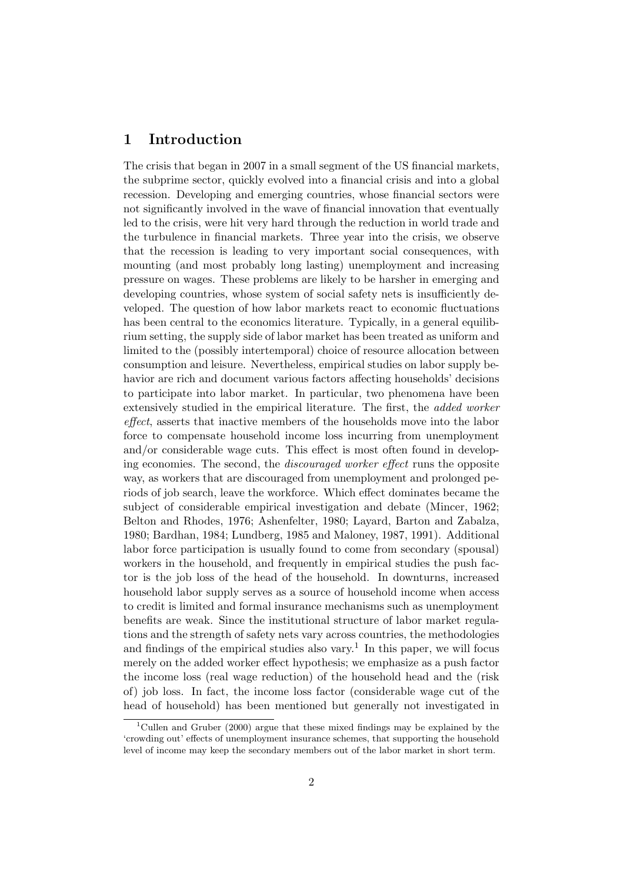# 1 Introduction

The crisis that began in 2007 in a small segment of the US financial markets, the subprime sector, quickly evolved into a financial crisis and into a global recession. Developing and emerging countries, whose financial sectors were not significantly involved in the wave of financial innovation that eventually led to the crisis, were hit very hard through the reduction in world trade and the turbulence in financial markets. Three year into the crisis, we observe that the recession is leading to very important social consequences, with mounting (and most probably long lasting) unemployment and increasing pressure on wages. These problems are likely to be harsher in emerging and developing countries, whose system of social safety nets is insufficiently developed. The question of how labor markets react to economic fluctuations has been central to the economics literature. Typically, in a general equilibrium setting, the supply side of labor market has been treated as uniform and limited to the (possibly intertemporal) choice of resource allocation between consumption and leisure. Nevertheless, empirical studies on labor supply behavior are rich and document various factors affecting households' decisions to participate into labor market. In particular, two phenomena have been extensively studied in the empirical literature. The first, the *added worker effect*, asserts that inactive members of the households move into the labor force to compensate household income loss incurring from unemployment and/or considerable wage cuts. This effect is most often found in developing economies. The second, the *discouraged worker effect* runs the opposite way, as workers that are discouraged from unemployment and prolonged periods of job search, leave the workforce. Which effect dominates became the subject of considerable empirical investigation and debate (Mincer, 1962; Belton and Rhodes, 1976; Ashenfelter, 1980; Layard, Barton and Zabalza, 1980; Bardhan, 1984; Lundberg, 1985 and Maloney, 1987, 1991). Additional labor force participation is usually found to come from secondary (spousal) workers in the household, and frequently in empirical studies the push factor is the job loss of the head of the household. In downturns, increased household labor supply serves as a source of household income when access to credit is limited and formal insurance mechanisms such as unemployment benefits are weak. Since the institutional structure of labor market regulations and the strength of safety nets vary across countries, the methodologies and findings of the empirical studies also vary.[1] In this paper, we will focus merely on the added worker effect hypothesis; we emphasize as a push factor the income loss (real wage reduction) of the household head and the (risk of) job loss. In fact, the income loss factor (considerable wage cut of the head of household) has been mentioned but generally not investigated in

[1] Cullen and Gruber (2000) argue that these mixed findings may be explained by the 'crowding out' effects of unemployment insurance schemes, that supporting the household level of income may keep the secondary members out of the labor market in short term.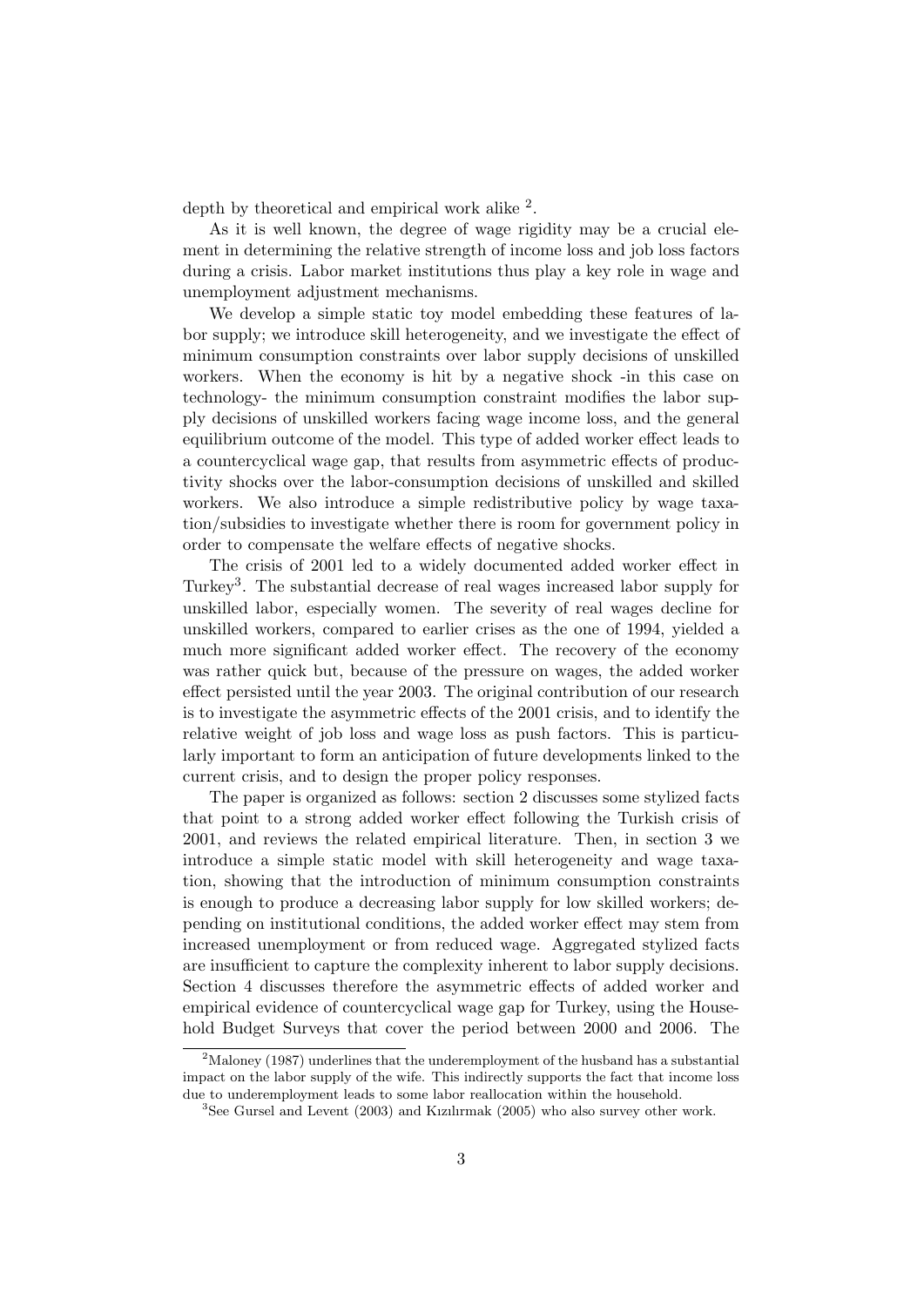depth by theoretical and empirical work alike [2].

As it is well known, the degree of wage rigidity may be a crucial element in determining the relative strength of income loss and job loss factors during a crisis. Labor market institutions thus play a key role in wage and unemployment adjustment mechanisms.

We develop a simple static toy model embedding these features of labor supply; we introduce skill heterogeneity, and we investigate the effect of minimum consumption constraints over labor supply decisions of unskilled workers. When the economy is hit by a negative shock -in this case on technology- the minimum consumption constraint modifies the labor supply decisions of unskilled workers facing wage income loss, and the general equilibrium outcome of the model. This type of added worker effect leads to a countercyclical wage gap, that results from asymmetric effects of productivity shocks over the labor-consumption decisions of unskilled and skilled workers. We also introduce a simple redistributive policy by wage taxation/subsidies to investigate whether there is room for government policy in order to compensate the welfare effects of negative shocks.

The crisis of 2001 led to a widely documented added worker effect in Turkey[3]. The substantial decrease of real wages increased labor supply for unskilled labor, especially women. The severity of real wages decline for unskilled workers, compared to earlier crises as the one of 1994, yielded a much more significant added worker effect. The recovery of the economy was rather quick but, because of the pressure on wages, the added worker effect persisted until the year 2003. The original contribution of our research is to investigate the asymmetric effects of the 2001 crisis, and to identify the relative weight of job loss and wage loss as push factors. This is particularly important to form an anticipation of future developments linked to the current crisis, and to design the proper policy responses.

The paper is organized as follows: section 2 discusses some stylized facts that point to a strong added worker effect following the Turkish crisis of 2001, and reviews the related empirical literature. Then, in section 3 we introduce a simple static model with skill heterogeneity and wage taxation, showing that the introduction of minimum consumption constraints is enough to produce a decreasing labor supply for low skilled workers; depending on institutional conditions, the added worker effect may stem from increased unemployment or from reduced wage. Aggregated stylized facts are insufficient to capture the complexity inherent to labor supply decisions. Section 4 discusses therefore the asymmetric effects of added worker and empirical evidence of countercyclical wage gap for Turkey, using the Household Budget Surveys that cover the period between 2000 and 2006. The

[2] Maloney (1987) underlines that the underemployment of the husband has a substantial impact on the labor supply of the wife. This indirectly supports the fact that income loss due to underemployment leads to some labor reallocation within the household.

[3] See Gursel and Levent (2003) and Kızılırmak (2005) who also survey other work.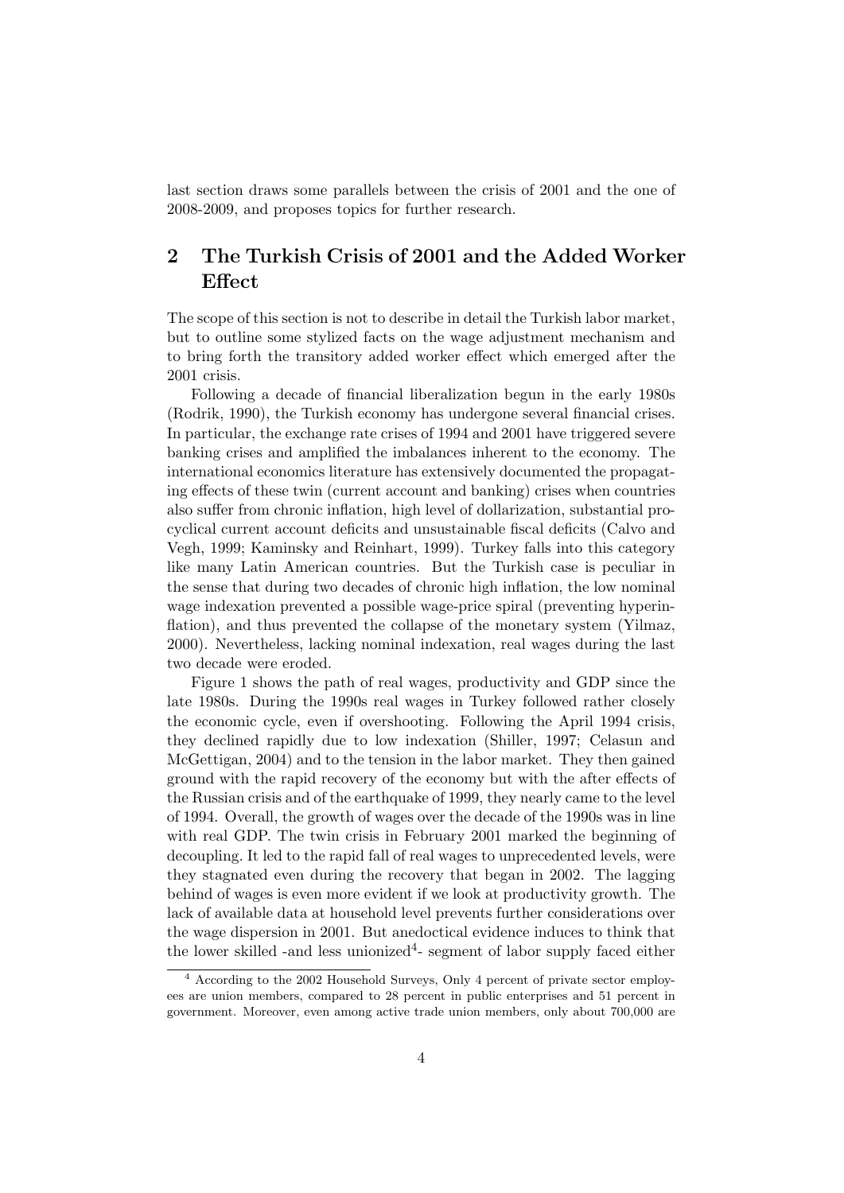last section draws some parallels between the crisis of 2001 and the one of 2008-2009, and proposes topics for further research.

## 2 The Turkish Crisis of 2001 and the Added Worker Effect

The scope of this section is not to describe in detail the Turkish labor market, but to outline some stylized facts on the wage adjustment mechanism and to bring forth the transitory added worker effect which emerged after the 2001 crisis.

Following a decade of financial liberalization begun in the early 1980s (Rodrik, 1990), the Turkish economy has undergone several financial crises. In particular, the exchange rate crises of 1994 and 2001 have triggered severe banking crises and amplified the imbalances inherent to the economy. The international economics literature has extensively documented the propagating effects of these twin (current account and banking) crises when countries also suffer from chronic inflation, high level of dollarization, substantial procyclical current account deficits and unsustainable fiscal deficits (Calvo and Vegh, 1999; Kaminsky and Reinhart, 1999). Turkey falls into this category like many Latin American countries. But the Turkish case is peculiar in the sense that during two decades of chronic high inflation, the low nominal wage indexation prevented a possible wage-price spiral (preventing hyperinflation), and thus prevented the collapse of the monetary system (Yilmaz, 2000). Nevertheless, lacking nominal indexation, real wages during the last two decade were eroded.

Figure 1 shows the path of real wages, productivity and GDP since the late 1980s. During the 1990s real wages in Turkey followed rather closely the economic cycle, even if overshooting. Following the April 1994 crisis, they declined rapidly due to low indexation (Shiller, 1997; Celasun and McGettigan, 2004) and to the tension in the labor market. They then gained ground with the rapid recovery of the economy but with the after effects of the Russian crisis and of the earthquake of 1999, they nearly came to the level of 1994. Overall, the growth of wages over the decade of the 1990s was in line with real GDP. The twin crisis in February 2001 marked the beginning of decoupling. It led to the rapid fall of real wages to unprecedented levels, were they stagnated even during the recovery that began in 2002. The lagging behind of wages is even more evident if we look at productivity growth. The lack of available data at household level prevents further considerations over the wage dispersion in 2001. But anedoctical evidence induces to think that the lower skilled -and less unionized[4]- segment of labor supply faced either

[4] According to the 2002 Household Surveys, Only 4 percent of private sector employees are union members, compared to 28 percent in public enterprises and 51 percent in government. Moreover, even among active trade union members, only about 700,000 are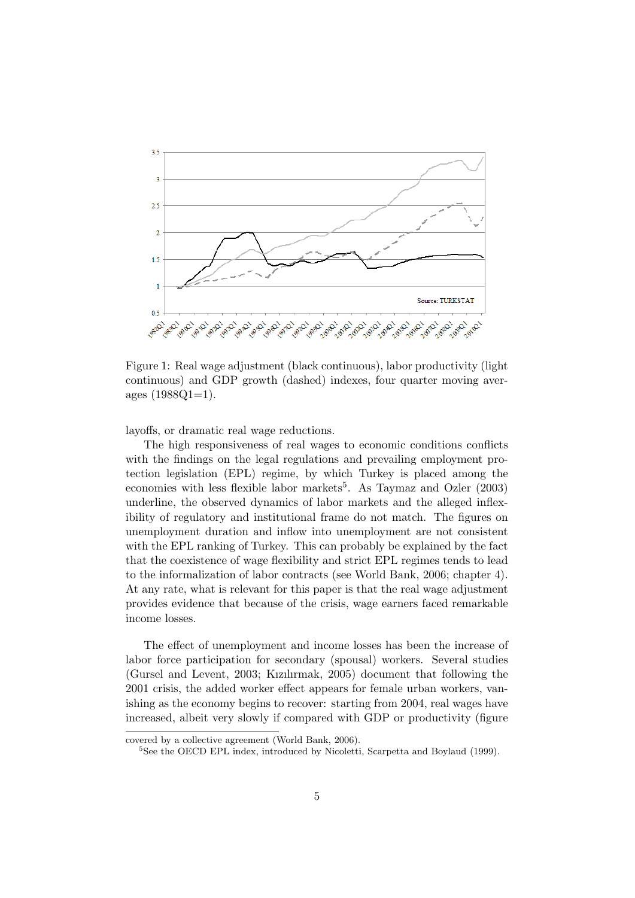Figure 1: Real wage adjustment (black continuous), labor productivity (light continuous) and GDP growth (dashed) indexes, four quarter moving averages (1988Q1=1).

layoffs, or dramatic real wage reductions.

The high responsiveness of real wages to economic conditions conflicts with the findings on the legal regulations and prevailing employment protection legislation (EPL) regime, by which Turkey is placed among the economies with less flexible labor markets[5]. As Taymaz and Ozler (2003) underline, the observed dynamics of labor markets and the alleged inflexibility of regulatory and institutional frame do not match. The figures on unemployment duration and inflow into unemployment are not consistent with the EPL ranking of Turkey. This can probably be explained by the fact that the coexistence of wage flexibility and strict EPL regimes tends to lead to the informalization of labor contracts (see World Bank, 2006; chapter 4). At any rate, what is relevant for this paper is that the real wage adjustment provides evidence that because of the crisis, wage earners faced remarkable income losses.

The effect of unemployment and income losses has been the increase of labor force participation for secondary (spousal) workers. Several studies (Gursel and Levent, 2003; Kızılırmak, 2005) document that following the 2001 crisis, the added worker effect appears for female urban workers, vanishing as the economy begins to recover: starting from 2004, real wages have increased, albeit very slowly if compared with GDP or productivity (figure

covered by a collective agreement (World Bank, 2006).

[5] See the OECD EPL index, introduced by Nicoletti, Scarpetta and Boylaud (1999).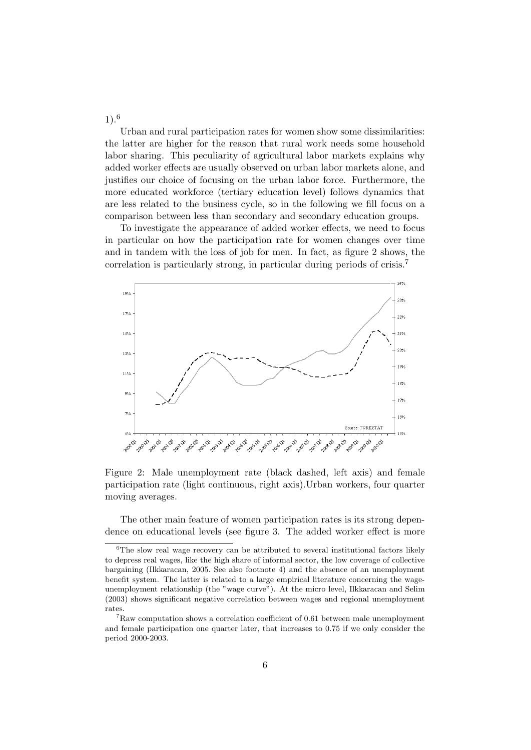1).[6]

Urban and rural participation rates for women show some dissimilarities: the latter are higher for the reason that rural work needs some household labor sharing. This peculiarity of agricultural labor markets explains why added worker effects are usually observed on urban labor markets alone, and justifies our choice of focusing on the urban labor force. Furthermore, the more educated workforce (tertiary education level) follows dynamics that are less related to the business cycle, so in the following we fill focus on a comparison between less than secondary and secondary education groups.

To investigate the appearance of added worker effects, we need to focus in particular on how the participation rate for women changes over time and in tandem with the loss of job for men. In fact, as figure 2 shows, the correlation is particularly strong, in particular during periods of crisis.[7]

Figure 2: Male unemployment rate (black dashed, left axis) and female participation rate (light continuous, right axis).Urban workers, four quarter moving averages.

The other main feature of women participation rates is its strong dependence on educational levels (see figure 3. The added worker effect is more

[6]The slow real wage recovery can be attributed to several institutional factors likely to depress real wages, like the high share of informal sector, the low coverage of collective bargaining (Ilkkaracan, 2005. See also footnote 4) and the absence of an unemployment benefit system. The latter is related to a large empirical literature concerning the wage-unemployment relationship (the "wage curve"). At the micro level, Ilkkaracan and Selim (2003) shows significant negative correlation between wages and regional unemployment rates.

[7]Raw computation shows a correlation coefficient of 0.61 between male unemployment and female participation one quarter later, that increases to 0.75 if we only consider the period 2000-2003.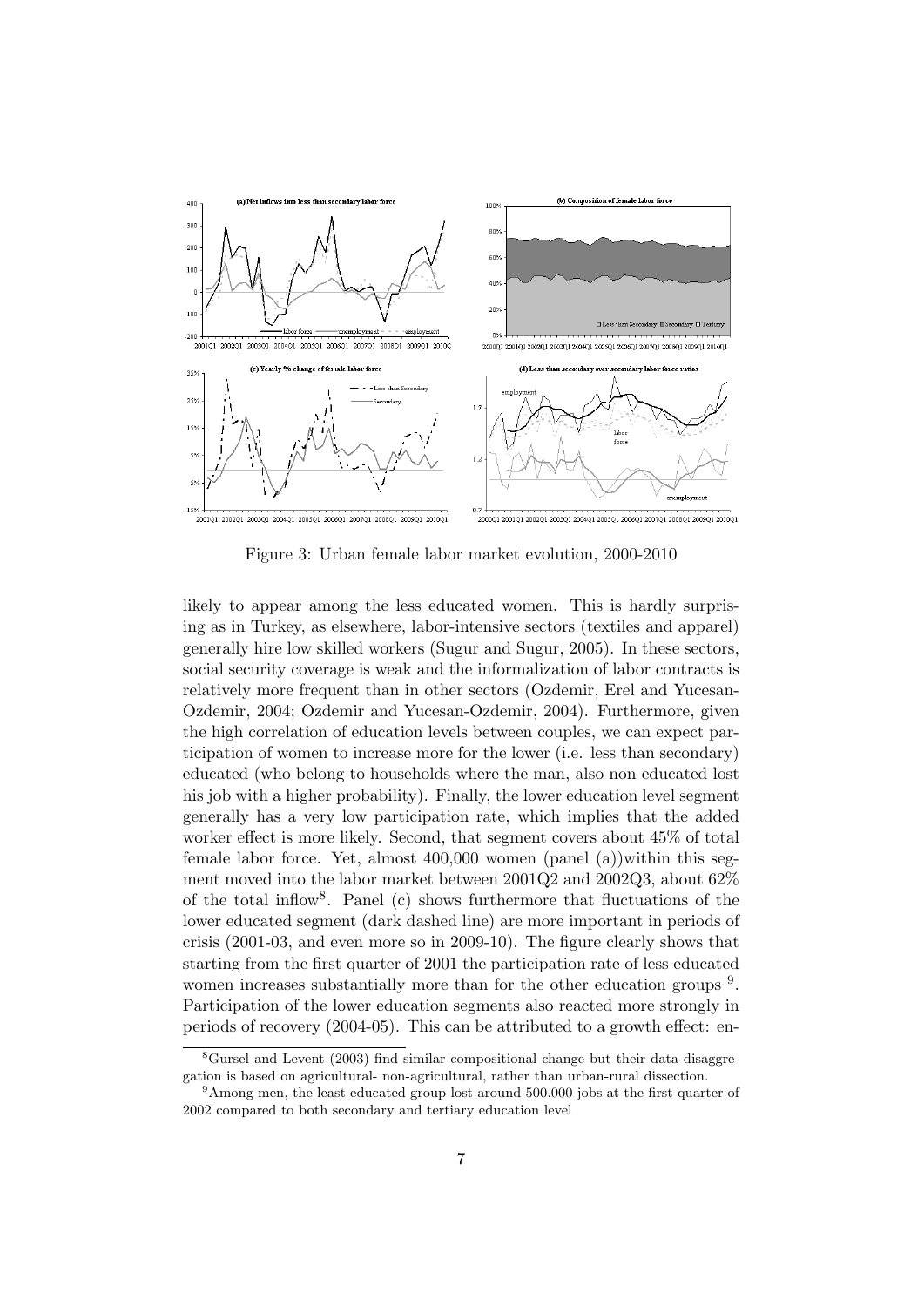Figure 3: Urban female labor market evolution, 2000-2010

likely to appear among the less educated women. This is hardly surprising as in Turkey, as elsewhere, labor-intensive sectors (textiles and apparel) generally hire low skilled workers (Sugur and Sugur, 2005). In these sectors, social security coverage is weak and the informalization of labor contracts is relatively more frequent than in other sectors (Ozdemir, Erel and Yucesan-Ozdemir, 2004; Ozdemir and Yucesan-Ozdemir, 2004). Furthermore, given the high correlation of education levels between couples, we can expect participation of women to increase more for the lower (i.e. less than secondary) educated (who belong to households where the man, also non educated lost his job with a higher probability). Finally, the lower education level segment generally has a very low participation rate, which implies that the added worker effect is more likely. Second, that segment covers about 45% of total female labor force. Yet, almost 400,000 women (panel (a))within this segment moved into the labor market between 2001Q2 and 2002Q3, about 62% of the total inflow[8]. Panel (c) shows furthermore that fluctuations of the lower educated segment (dark dashed line) are more important in periods of crisis (2001-03, and even more so in 2009-10). The figure clearly shows that starting from the first quarter of 2001 the participation rate of less educated women increases substantially more than for the other education groups [9]. Participation of the lower education segments also reacted more strongly in periods of recovery (2004-05). This can be attributed to a growth effect: en-

[8] Gursel and Levent (2003) find similar compositional change but their data disaggregation is based on agricultural- non-agricultural, rather than urban-rural dissection.

[9] Among men, the least educated group lost around 500.000 jobs at the first quarter of 2002 compared to both secondary and tertiary education level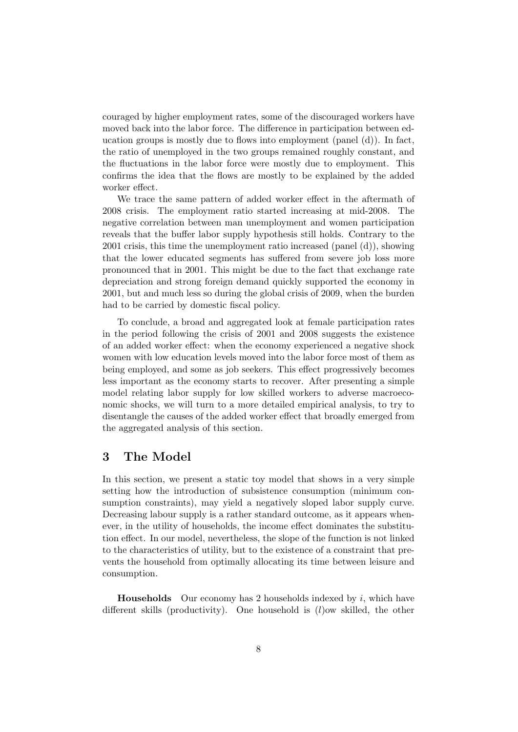couraged by higher employment rates, some of the discouraged workers have moved back into the labor force. The difference in participation between education groups is mostly due to flows into employment (panel (d)). In fact, the ratio of unemployed in the two groups remained roughly constant, and the fluctuations in the labor force were mostly due to employment. This confirms the idea that the flows are mostly to be explained by the added worker effect.

We trace the same pattern of added worker effect in the aftermath of 2008 crisis. The employment ratio started increasing at mid-2008. The negative correlation between man unemployment and women participation reveals that the buffer labor supply hypothesis still holds. Contrary to the 2001 crisis, this time the unemployment ratio increased (panel (d)), showing that the lower educated segments has suffered from severe job loss more pronounced that in 2001. This might be due to the fact that exchange rate depreciation and strong foreign demand quickly supported the economy in 2001, but and much less so during the global crisis of 2009, when the burden had to be carried by domestic fiscal policy.

To conclude, a broad and aggregated look at female participation rates in the period following the crisis of 2001 and 2008 suggests the existence of an added worker effect: when the economy experienced a negative shock women with low education levels moved into the labor force most of them as being employed, and some as job seekers. This effect progressively becomes less important as the economy starts to recover. After presenting a simple model relating labor supply for low skilled workers to adverse macroeconomic shocks, we will turn to a more detailed empirical analysis, to try to disentangle the causes of the added worker effect that broadly emerged from the aggregated analysis of this section.

# 3 The Model

In this section, we present a static toy model that shows in a very simple setting how the introduction of subsistence consumption (minimum consumption constraints), may yield a negatively sloped labor supply curve. Decreasing labour supply is a rather standard outcome, as it appears whenever, in the utility of households, the income effect dominates the substitution effect. In our model, nevertheless, the slope of the function is not linked to the characteristics of utility, but to the existence of a constraint that prevents the household from optimally allocating its time between leisure and consumption.

**Households** Our economy has 2 households indexed by $i$, which have different skills (productivity). One household is ($l$)ow skilled, the other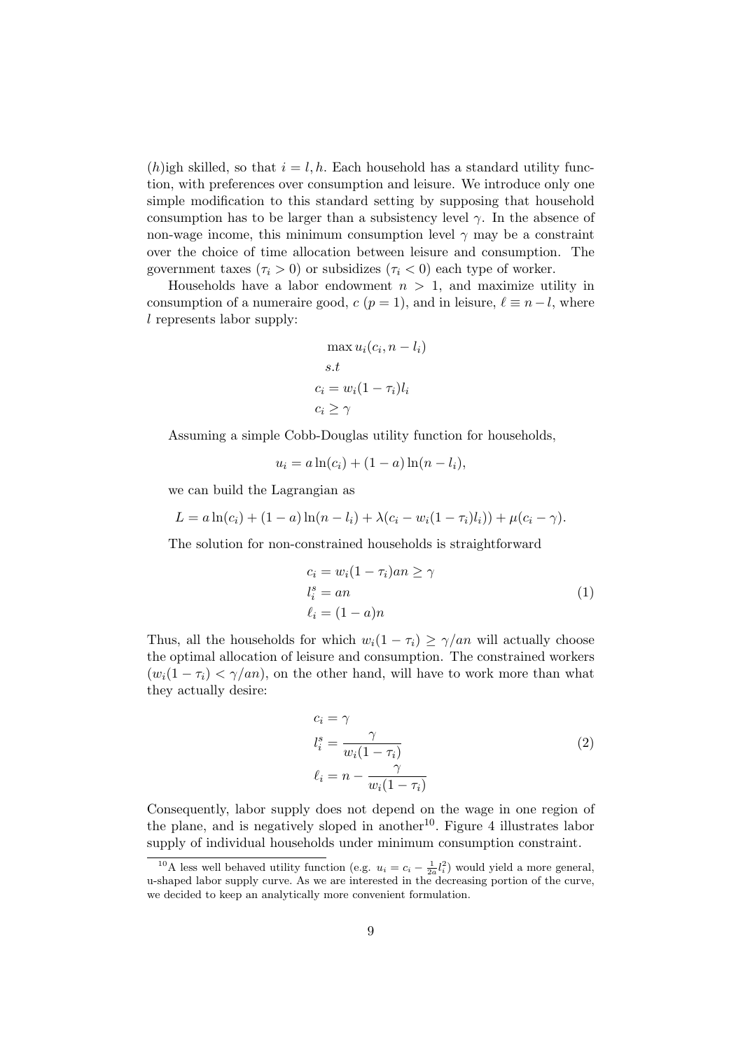(*h*)igh skilled, so that $i = l, h$. Each household has a standard utility function, with preferences over consumption and leisure. We introduce only one simple modification to this standard setting by supposing that household consumption has to be larger than a subsistency level $\gamma$. In the absence of non-wage income, this minimum consumption level $\gamma$ may be a constraint over the choice of time allocation between leisure and consumption. The government taxes ($\tau_i > 0$) or subsidizes ($\tau_i < 0$) each type of worker.

Households have a labor endowment $n > 1$, and maximize utility in consumption of a numeraire good, $c$ ($p = 1$), and in leisure, $\ell \equiv n - l$, where $l$ represents labor supply:

$$
\begin{aligned}
&\max u_i(c_i, n - l_i) \\
&s.t \\
&c_i = w_i(1 - \tau_i)l_i \\
&c_i \geq \gamma
\end{aligned}
$$

Assuming a simple Cobb-Douglas utility function for households,

$$u_i = a \ln(c_i) + (1 - a) \ln(n - l_i),$$

we can build the Lagrangian as

$$L = a \ln(c_i) + (1 - a) \ln(n - l_i) + \lambda(c_i - w_i(1 - \tau_i)l_i)) + \mu(c_i - \gamma).$$

The solution for non-constrained households is straightforward

$$
\begin{aligned}
c_i &= w_i(1 - \tau_i)an \geq \gamma \\
l_i^s &= an \\
\ell_i &= (1 - a)n
\end{aligned}
\tag{1}
$$

Thus, all the households for which $w_i(1 - \tau_i) \geq \gamma/an$ will actually choose the optimal allocation of leisure and consumption. The constrained workers ($w_i(1 - \tau_i) < \gamma/an$), on the other hand, will have to work more than what they actually desire:

$$
\begin{aligned}
c_i &= \gamma \\
l_i^s &= \frac{\gamma}{w_i(1 - \tau_i)} \\
\ell_i &= n - \frac{\gamma}{w_i(1 - \tau_i)}
\end{aligned}
\tag{2}
$$

Consequently, labor supply does not depend on the wage in one region of the plane, and is negatively sloped in another[10]. Figure 4 illustrates labor supply of individual households under minimum consumption constraint.

[10] A less well behaved utility function (e.g. $u_i = c_i - \frac{1}{2a}l_i^2$) would yield a more general, u-shaped labor supply curve. As we are interested in the decreasing portion of the curve, we decided to keep an analytically more convenient formulation.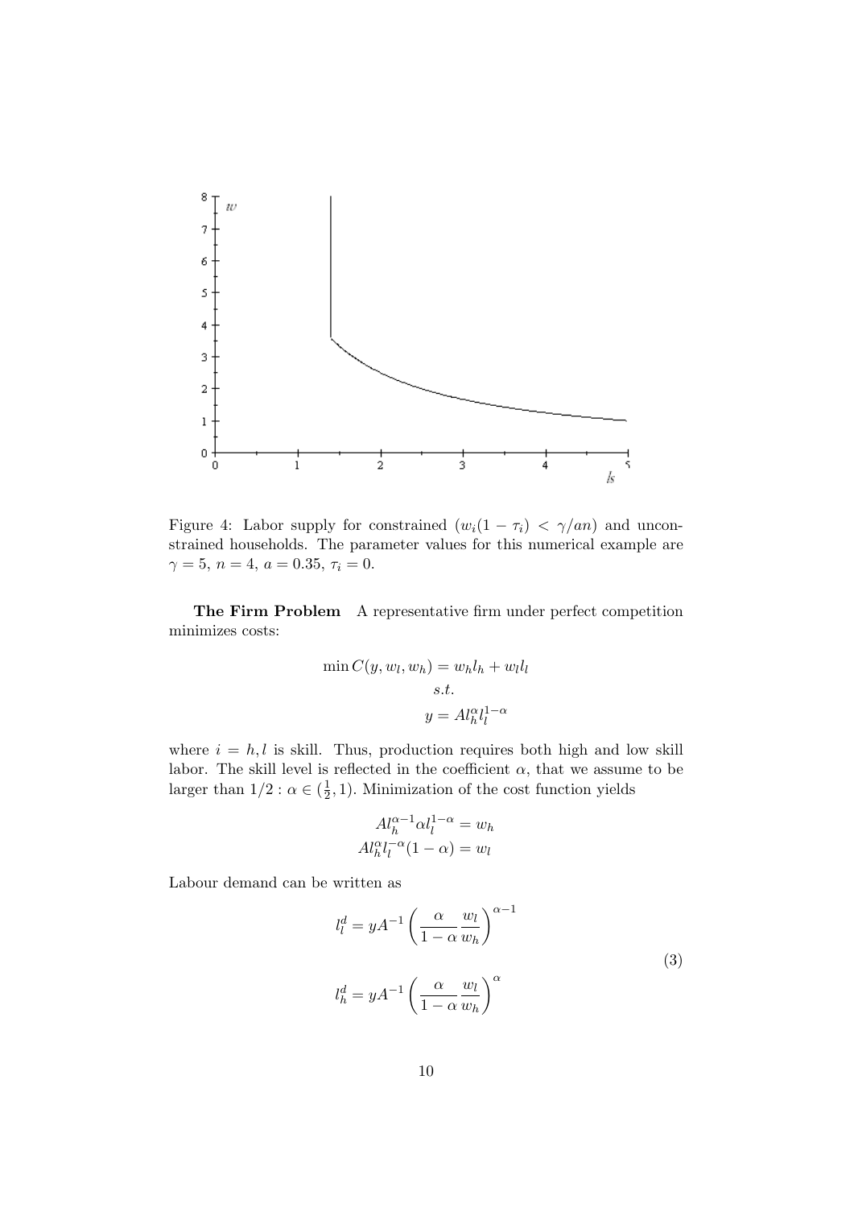Figure 4: Labor supply for constrained ($w_i(1-\tau_i) < \gamma/an$) and unconstrained households. The parameter values for this numerical example are $\gamma = 5$, $n = 4$, $a = 0.35$, $\tau_i = 0$.

**The Firm Problem** A representative firm under perfect competition minimizes costs:

$$\min C(y, w_l, w_h) = w_h l_h + w_l l_l$$
$$s.t.$$
$$y = A l_h^{\alpha} l_l^{1-\alpha}$$

where $i = h, l$ is skill. Thus, production requires both high and low skill labor. The skill level is reflected in the coefficient $\alpha$, that we assume to be larger than $1/2 : \alpha \in (\frac{1}{2}, 1)$. Minimization of the cost function yields

$$A l_h^{\alpha-1} \alpha l_l^{1-\alpha} = w_h$$
$$A l_h^{\alpha} l_l^{-\alpha}(1-\alpha) = w_l$$

Labour demand can be written as

$$l_l^d = y A^{-1} \left( \frac{\alpha}{1-\alpha} \frac{w_l}{w_h} \right)^{\alpha-1}$$
$$l_h^d = y A^{-1} \left( \frac{\alpha}{1-\alpha} \frac{w_l}{w_h} \right)^{\alpha} \tag{3}$$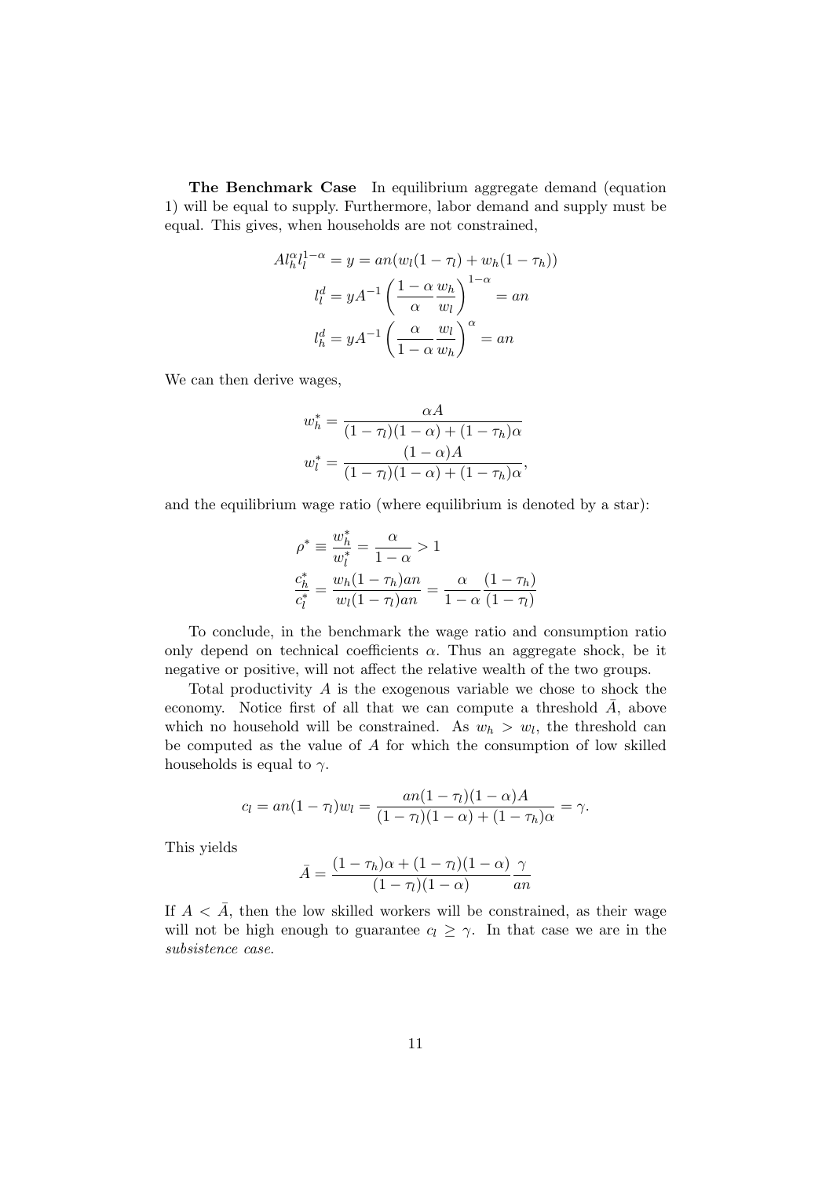**The Benchmark Case** In equilibrium aggregate demand (equation 1) will be equal to supply. Furthermore, labor demand and supply must be equal. This gives, when households are not constrained,

$$
\begin{aligned}
Al_h^{\alpha} l_l^{1-\alpha} = y &= an(w_l(1-\tau_l) + w_h(1-\tau_h)) \\
l_l^d &= yA^{-1}\left(\frac{1-\alpha}{\alpha}\frac{w_h}{w_l}\right)^{1-\alpha} = an \\
l_h^d &= yA^{-1}\left(\frac{\alpha}{1-\alpha}\frac{w_l}{w_h}\right)^{\alpha} = an
\end{aligned}
$$

We can then derive wages,

$$
\begin{aligned}
w_h^* &= \frac{\alpha A}{(1-\tau_l)(1-\alpha) + (1-\tau_h)\alpha} \\
w_l^* &= \frac{(1-\alpha)A}{(1-\tau_l)(1-\alpha) + (1-\tau_h)\alpha},
\end{aligned}
$$

and the equilibrium wage ratio (where equilibrium is denoted by a star):

$$
\begin{aligned}
\rho^* &\equiv \frac{w_h^*}{w_l^*} = \frac{\alpha}{1-\alpha} > 1 \\
\frac{c_h^*}{c_l^*} &= \frac{w_h(1-\tau_h)an}{w_l(1-\tau_l)an} = \frac{\alpha}{1-\alpha}\frac{(1-\tau_h)}{(1-\tau_l)}
\end{aligned}
$$

To conclude, in the benchmark the wage ratio and consumption ratio only depend on technical coefficients $\alpha$. Thus an aggregate shock, be it negative or positive, will not affect the relative wealth of the two groups.

Total productivity $A$ is the exogenous variable we chose to shock the economy. Notice first of all that we can compute a threshold $\bar{A}$, above which no household will be constrained. As $w_h > w_l$, the threshold can be computed as the value of $A$ for which the consumption of low skilled households is equal to $\gamma$.

$$
c_l = an(1-\tau_l)w_l = \frac{an(1-\tau_l)(1-\alpha)A}{(1-\tau_l)(1-\alpha) + (1-\tau_h)\alpha} = \gamma.
$$

This yields

$$
\bar{A} = \frac{(1-\tau_h)\alpha + (1-\tau_l)(1-\alpha)}{(1-\tau_l)(1-\alpha)}\frac{\gamma}{an}
$$

If $A < \bar{A}$, then the low skilled workers will be constrained, as their wage will not be high enough to guarantee $c_l \geq \gamma$. In that case we are in the *subsistence case*.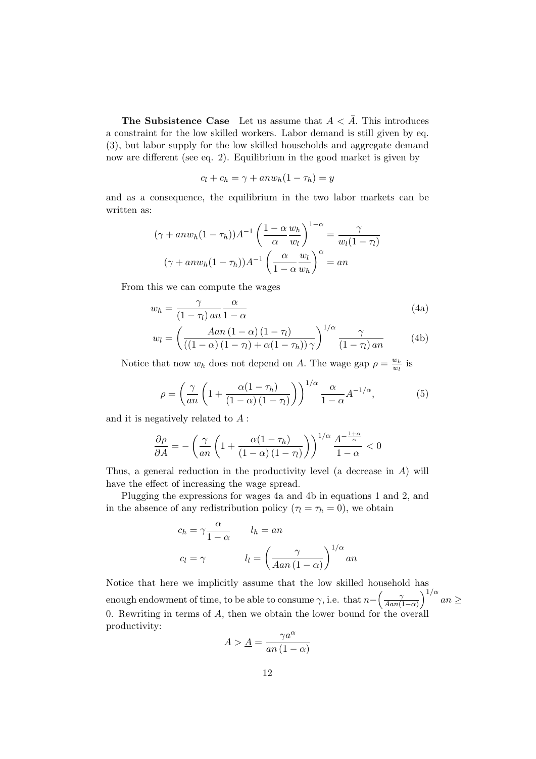**The Subsistence Case** Let us assume that $A < \bar{A}$. This introduces a constraint for the low skilled workers. Labor demand is still given by eq. (3), but labor supply for the low skilled households and aggregate demand now are different (see eq. 2). Equilibrium in the good market is given by

$$c_l + c_h = \gamma + anw_h(1-\tau_h) = y$$

and as a consequence, the equilibrium in the two labor markets can be written as:

$$(\gamma + anw_h(1-\tau_h))A^{-1}\left(\frac{1-\alpha}{\alpha}\frac{w_h}{w_l}\right)^{1-\alpha} = \frac{\gamma}{w_l(1-\tau_l)}$$

$$(\gamma + anw_h(1-\tau_h))A^{-1}\left(\frac{\alpha}{1-\alpha}\frac{w_l}{w_h}\right)^{\alpha} = an$$

From this we can compute the wages

$$w_h = \frac{\gamma}{(1-\tau_l)\,an}\frac{\alpha}{1-\alpha} \tag{4a}$$

$$w_l = \left(\frac{Aan\,(1-\alpha)\,(1-\tau_l)}{((1-\alpha)\,(1-\tau_l)+\alpha(1-\tau_h))\,\gamma}\right)^{1/\alpha}\frac{\gamma}{(1-\tau_l)\,an} \tag{4b}$$

Notice that now $w_h$ does not depend on $A$. The wage gap $\rho = \frac{w_h}{w_l}$ is

$$\rho = \left(\frac{\gamma}{an}\left(1+\frac{\alpha(1-\tau_h)}{(1-\alpha)\,(1-\tau_l)}\right)\right)^{1/\alpha}\frac{\alpha}{1-\alpha}A^{-1/\alpha}, \tag{5}$$

and it is negatively related to $A$ :

$$\frac{\partial\rho}{\partial A} = -\left(\frac{\gamma}{an}\left(1+\frac{\alpha(1-\tau_h)}{(1-\alpha)\,(1-\tau_l)}\right)\right)^{1/\alpha}\frac{A^{-\frac{1+\alpha}{\alpha}}}{1-\alpha} < 0$$

Thus, a general reduction in the productivity level (a decrease in $A$) will have the effect of increasing the wage spread.

Plugging the expressions for wages 4a and 4b in equations 1 and 2, and in the absence of any redistribution policy ($\tau_l = \tau_h = 0$), we obtain

$$c_h = \gamma\frac{\alpha}{1-\alpha} \qquad l_h = an$$

$$c_l = \gamma \qquad l_l = \left(\frac{\gamma}{Aan\,(1-\alpha)}\right)^{1/\alpha}an$$

Notice that here we implicitly assume that the low skilled household has enough endowment of time, to be able to consume $\gamma$, i.e. that $n - \left(\frac{\gamma}{Aan(1-\alpha)}\right)^{1/\alpha}an \geq 0$. Rewriting in terms of $A$, then we obtain the lower bound for the overall productivity:

$$A > \underline{A} = \frac{\gamma a^{\alpha}}{an\,(1-\alpha)}$$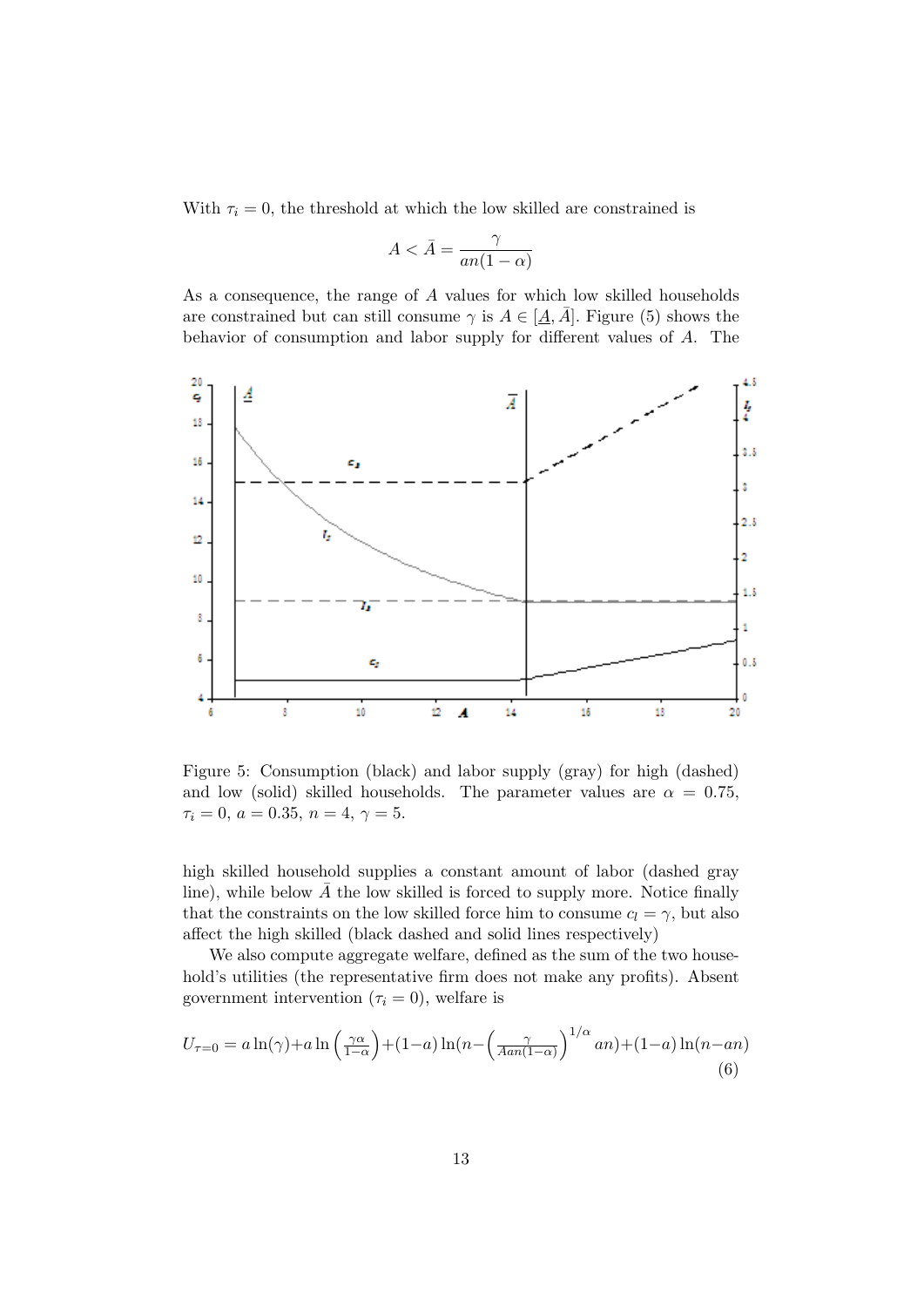With $\tau_i = 0$, the threshold at which the low skilled are constrained is

$$A < \bar{A} = \frac{\gamma}{an(1-\alpha)}$$

As a consequence, the range of $A$ values for which low skilled households are constrained but can still consume $\gamma$ is $A \in [\underline{A}, \bar{A}]$. Figure (5) shows the behavior of consumption and labor supply for different values of $A$. The

Figure 5: Consumption (black) and labor supply (gray) for high (dashed) and low (solid) skilled households. The parameter values are $\alpha = 0.75$, $\tau_i = 0$, $a = 0.35$, $n = 4$, $\gamma = 5$.

high skilled household supplies a constant amount of labor (dashed gray line), while below $\bar{A}$ the low skilled is forced to supply more. Notice finally that the constraints on the low skilled force him to consume $c_l = \gamma$, but also affect the high skilled (black dashed and solid lines respectively)

We also compute aggregate welfare, defined as the sum of the two household's utilities (the representative firm does not make any profits). Absent government intervention ($\tau_i = 0$), welfare is

$$U_{\tau=0} = a\ln(\gamma) + a\ln\left(\frac{\gamma\alpha}{1-\alpha}\right) + (1-a)\ln(n - \left(\frac{\gamma}{Aan(1-\alpha)}\right)^{1/\alpha} an) + (1-a)\ln(n - an) \tag{6}$$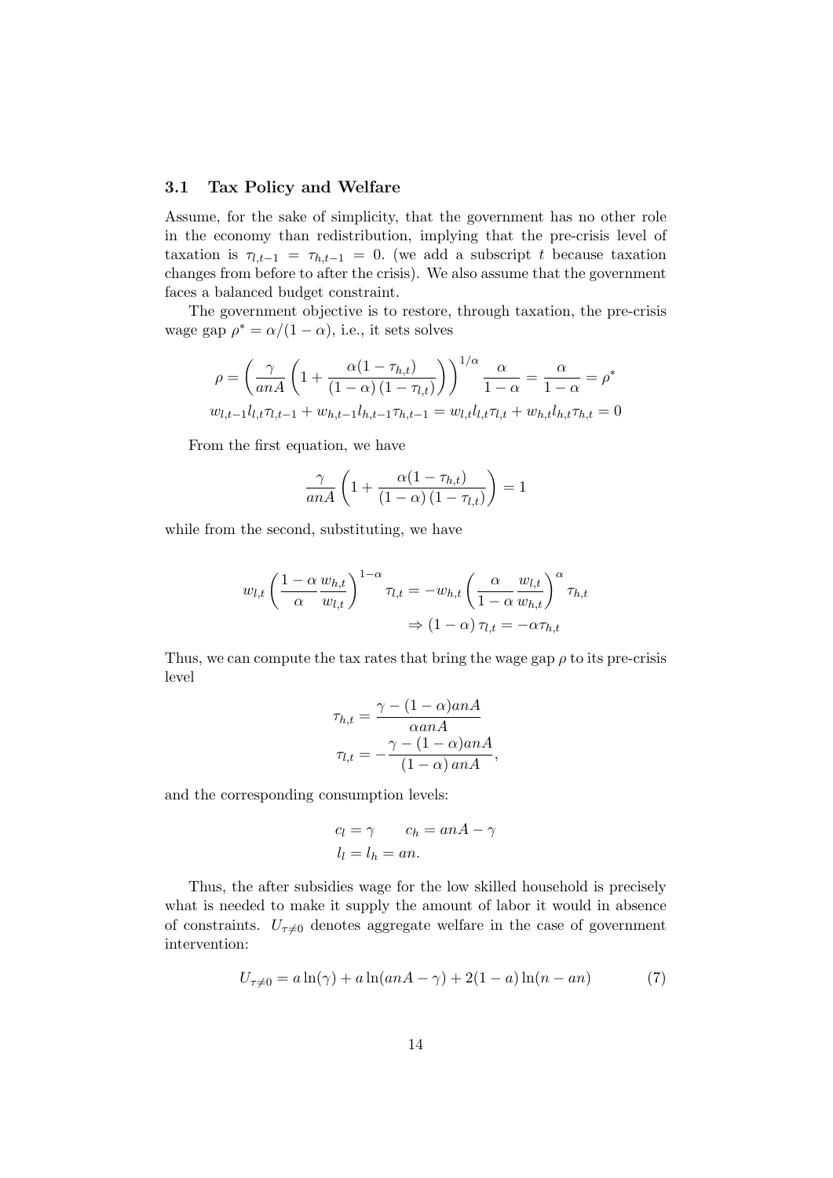### 3.1 Tax Policy and Welfare

Assume, for the sake of simplicity, that the government has no other role in the economy than redistribution, implying that the pre-crisis level of taxation is $\tau_{l,t-1} = \tau_{h,t-1} = 0$. (we add a subscript $t$ because taxation changes from before to after the crisis). We also assume that the government faces a balanced budget constraint.

The government objective is to restore, through taxation, the pre-crisis wage gap $\rho^* = \alpha/(1-\alpha)$, i.e., it sets solves

$$
\rho = \left( \frac{\gamma}{anA} \left( 1 + \frac{\alpha(1-\tau_{h,t})}{(1-\alpha)(1-\tau_{l,t})} \right) \right)^{1/\alpha} \frac{\alpha}{1-\alpha} = \frac{\alpha}{1-\alpha} = \rho^*
$$

$$
w_{l,t-1} l_{l,t} \tau_{l,t-1} + w_{h,t-1} l_{h,t-1} \tau_{h,t-1} = w_{l,t} l_{l,t} \tau_{l,t} + w_{h,t} l_{h,t} \tau_{h,t} = 0
$$

From the first equation, we have

$$
\frac{\gamma}{anA} \left( 1 + \frac{\alpha(1-\tau_{h,t})}{(1-\alpha)(1-\tau_{l,t})} \right) = 1
$$

while from the second, substituting, we have

$$
w_{l,t} \left( \frac{1-\alpha}{\alpha} \frac{w_{h,t}}{w_{l,t}} \right)^{1-\alpha} \tau_{l,t} = -w_{h,t} \left( \frac{\alpha}{1-\alpha} \frac{w_{l,t}}{w_{h,t}} \right)^{\alpha} \tau_{h,t}
$$

$$
\Rightarrow (1-\alpha)\,\tau_{l,t} = -\alpha \tau_{h,t}
$$

Thus, we can compute the tax rates that bring the wage gap $\rho$ to its pre-crisis level

$$
\tau_{h,t} = \frac{\gamma - (1-\alpha)anA}{\alpha anA}
$$

$$
\tau_{l,t} = -\frac{\gamma - (1-\alpha)anA}{(1-\alpha)\,anA},
$$

and the corresponding consumption levels:

$$
c_l = \gamma \qquad c_h = anA - \gamma
$$

$$
l_l = l_h = an.
$$

Thus, the after subsidies wage for the low skilled household is precisely what is needed to make it supply the amount of labor it would in absence of constraints. $U_{\tau \neq 0}$ denotes aggregate welfare in the case of government intervention:

$$
U_{\tau \neq 0} = a \ln(\gamma) + a \ln(anA - \gamma) + 2(1-a) \ln(n - an) \tag{7}
$$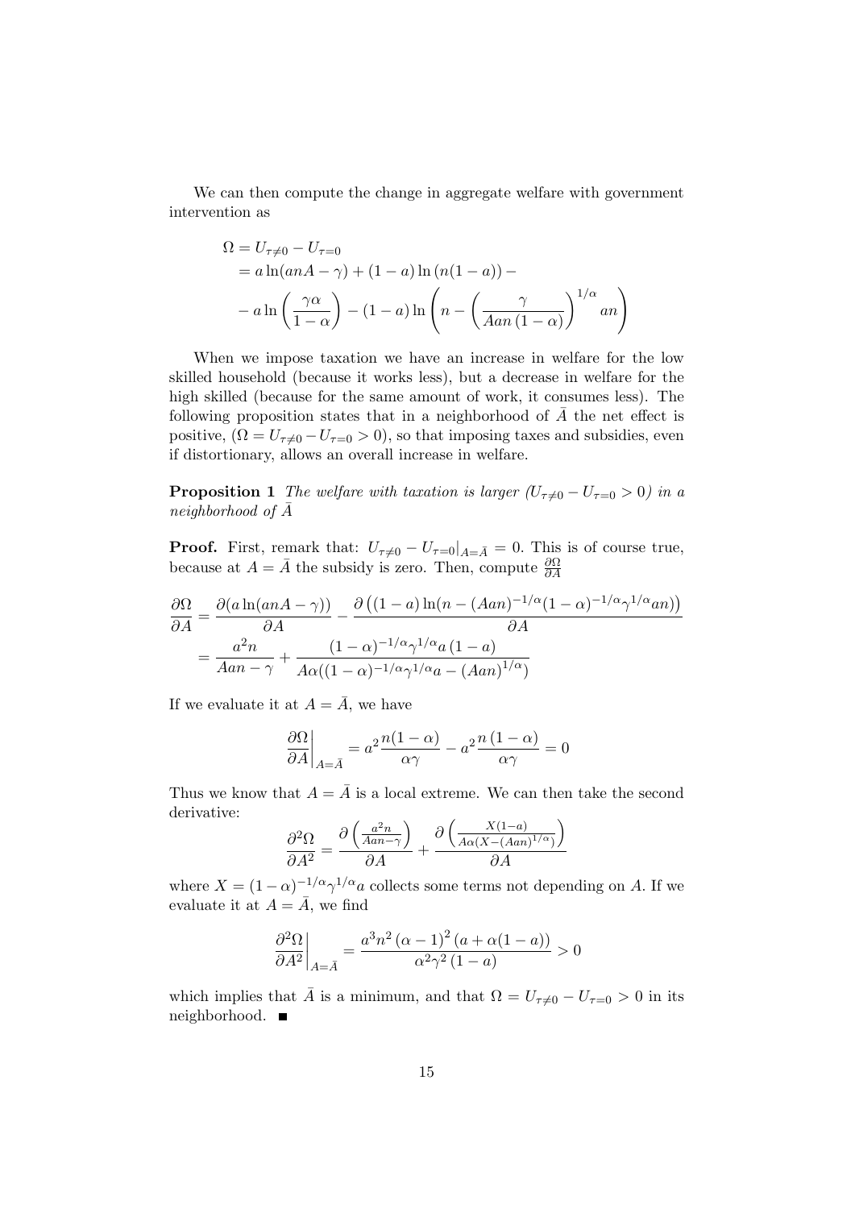We can then compute the change in aggregate welfare with government intervention as

$$
\begin{aligned}
\Omega &= U_{\tau\neq 0} - U_{\tau=0} \\
&= a\ln(anA-\gamma) + (1-a)\ln\left(n(1-a)\right) - \\
&- a\ln\left(\frac{\gamma\alpha}{1-\alpha}\right) - (1-a)\ln\left(n - \left(\frac{\gamma}{Aan\left(1-\alpha\right)}\right)^{1/\alpha} an\right)
\end{aligned}
$$

When we impose taxation we have an increase in welfare for the low skilled household (because it works less), but a decrease in welfare for the high skilled (because for the same amount of work, it consumes less). The following proposition states that in a neighborhood of $\bar{A}$ the net effect is positive, ($\Omega = U_{\tau\neq 0} - U_{\tau=0} > 0$), so that imposing taxes and subsidies, even if distortionary, allows an overall increase in welfare.

**Proposition 1** *The welfare with taxation is larger ($U_{\tau\neq 0} - U_{\tau=0} > 0$) in a neighborhood of $\bar{A}$*

**Proof.** First, remark that: $U_{\tau\neq 0} - U_{\tau=0}|_{A=\bar{A}} = 0$. This is of course true, because at $A = \bar{A}$ the subsidy is zero. Then, compute $\frac{\partial \Omega}{\partial A}$

$$
\begin{aligned}
\frac{\partial \Omega}{\partial A} &= \frac{\partial (a\ln(anA-\gamma))}{\partial A} - \frac{\partial\left((1-a)\ln(n-(Aan)^{-1/\alpha}(1-\alpha)^{-1/\alpha}\gamma^{1/\alpha}an)\right)}{\partial A} \\
&= \frac{a^2 n}{Aan-\gamma} + \frac{(1-\alpha)^{-1/\alpha}\gamma^{1/\alpha}a\left(1-a\right)}{A\alpha((1-\alpha)^{-1/\alpha}\gamma^{1/\alpha}a - (Aan)^{1/\alpha})}
\end{aligned}
$$

If we evaluate it at $A = \bar{A}$, we have

$$
\left.\frac{\partial \Omega}{\partial A}\right|_{A=\bar{A}} = a^2\frac{n(1-\alpha)}{\alpha\gamma} - a^2\frac{n\left(1-\alpha\right)}{\alpha\gamma} = 0
$$

Thus we know that $A = \bar{A}$ is a local extreme. We can then take the second derivative:

$$
\frac{\partial^2 \Omega}{\partial A^2} = \frac{\partial\left(\frac{a^2 n}{Aan-\gamma}\right)}{\partial A} + \frac{\partial\left(\frac{X(1-a)}{A\alpha(X-(Aan)^{1/\alpha})}\right)}{\partial A}
$$

where $X = (1-\alpha)^{-1/\alpha}\gamma^{1/\alpha}a$ collects some terms not depending on $A$. If we evaluate it at $A = \bar{A}$, we find

$$
\left.\frac{\partial^2 \Omega}{\partial A^2}\right|_{A=\bar{A}} = \frac{a^3 n^2 \left(\alpha-1\right)^2 \left(a+\alpha(1-a)\right)}{\alpha^2\gamma^2\left(1-a\right)} > 0
$$

which implies that $\bar{A}$ is a minimum, and that $\Omega = U_{\tau\neq 0} - U_{\tau=0} > 0$ in its neighborhood. ∎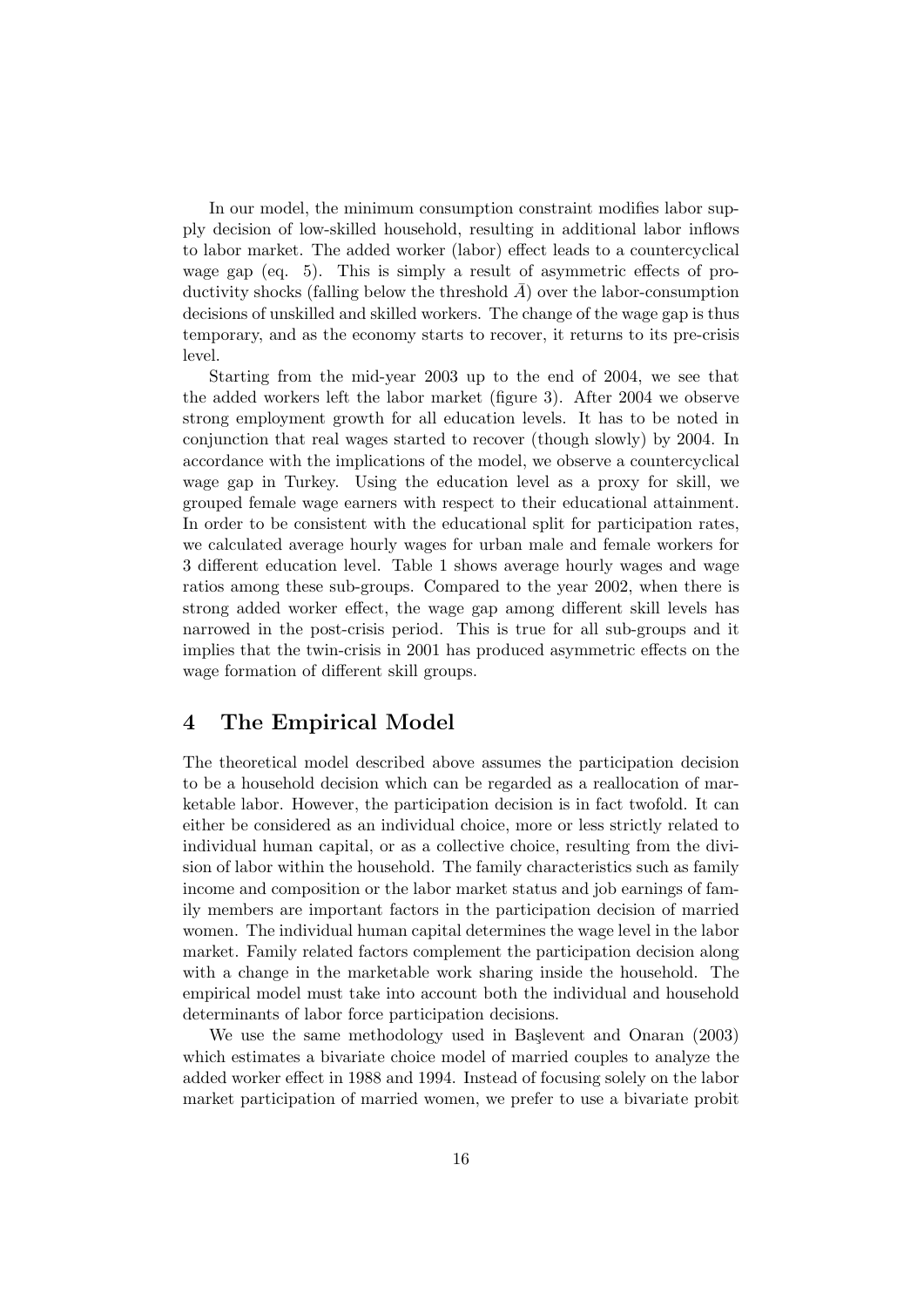In our model, the minimum consumption constraint modifies labor supply decision of low-skilled household, resulting in additional labor inflows to labor market. The added worker (labor) effect leads to a countercyclical wage gap (eq. 5). This is simply a result of asymmetric effects of productivity shocks (falling below the threshold $\bar{A}$) over the labor-consumption decisions of unskilled and skilled workers. The change of the wage gap is thus temporary, and as the economy starts to recover, it returns to its pre-crisis level.

Starting from the mid-year 2003 up to the end of 2004, we see that the added workers left the labor market (figure 3). After 2004 we observe strong employment growth for all education levels. It has to be noted in conjunction that real wages started to recover (though slowly) by 2004. In accordance with the implications of the model, we observe a countercyclical wage gap in Turkey. Using the education level as a proxy for skill, we grouped female wage earners with respect to their educational attainment. In order to be consistent with the educational split for participation rates, we calculated average hourly wages for urban male and female workers for 3 different education level. Table 1 shows average hourly wages and wage ratios among these sub-groups. Compared to the year 2002, when there is strong added worker effect, the wage gap among different skill levels has narrowed in the post-crisis period. This is true for all sub-groups and it implies that the twin-crisis in 2001 has produced asymmetric effects on the wage formation of different skill groups.

# 4 The Empirical Model

The theoretical model described above assumes the participation decision to be a household decision which can be regarded as a reallocation of marketable labor. However, the participation decision is in fact twofold. It can either be considered as an individual choice, more or less strictly related to individual human capital, or as a collective choice, resulting from the division of labor within the household. The family characteristics such as family income and composition or the labor market status and job earnings of family members are important factors in the participation decision of married women. The individual human capital determines the wage level in the labor market. Family related factors complement the participation decision along with a change in the marketable work sharing inside the household. The empirical model must take into account both the individual and household determinants of labor force participation decisions.

We use the same methodology used in Başlevent and Onaran (2003) which estimates a bivariate choice model of married couples to analyze the added worker effect in 1988 and 1994. Instead of focusing solely on the labor market participation of married women, we prefer to use a bivariate probit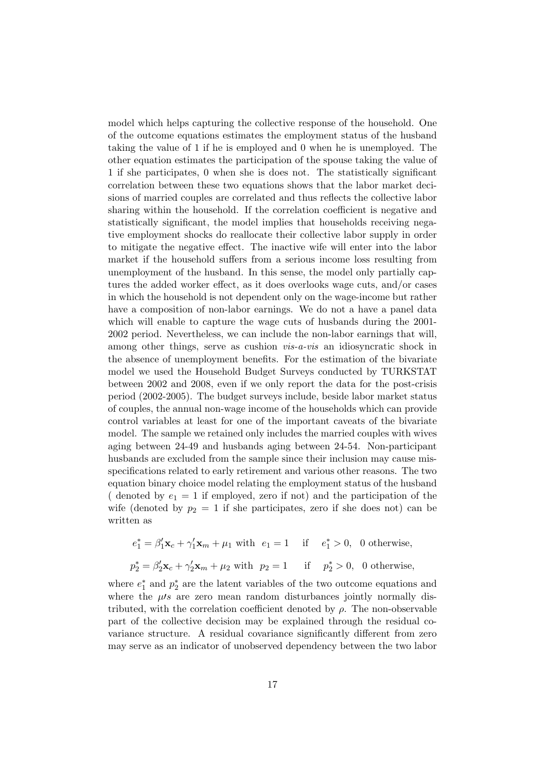model which helps capturing the collective response of the household. One of the outcome equations estimates the employment status of the husband taking the value of 1 if he is employed and 0 when he is unemployed. The other equation estimates the participation of the spouse taking the value of 1 if she participates, 0 when she is does not. The statistically significant correlation between these two equations shows that the labor market decisions of married couples are correlated and thus reflects the collective labor sharing within the household. If the correlation coefficient is negative and statistically significant, the model implies that households receiving negative employment shocks do reallocate their collective labor supply in order to mitigate the negative effect. The inactive wife will enter into the labor market if the household suffers from a serious income loss resulting from unemployment of the husband. In this sense, the model only partially captures the added worker effect, as it does overlooks wage cuts, and/or cases in which the household is not dependent only on the wage-income but rather have a composition of non-labor earnings. We do not a have a panel data which will enable to capture the wage cuts of husbands during the 2001-2002 period. Nevertheless, we can include the non-labor earnings that will, among other things, serve as cushion *vis-a-vis* an idiosyncratic shock in the absence of unemployment benefits. For the estimation of the bivariate model we used the Household Budget Surveys conducted by TURKSTAT between 2002 and 2008, even if we only report the data for the post-crisis period (2002-2005). The budget surveys include, beside labor market status of couples, the annual non-wage income of the households which can provide control variables at least for one of the important caveats of the bivariate model. The sample we retained only includes the married couples with wives aging between 24-49 and husbands aging between 24-54. Non-participant husbands are excluded from the sample since their inclusion may cause misspecifications related to early retirement and various other reasons. The two equation binary choice model relating the employment status of the husband ( denoted by $e_1 = 1$ if employed, zero if not) and the participation of the wife (denoted by $p_2 = 1$ if she participates, zero if she does not) can be written as

$$e_1^* = \beta_1'\mathbf{x}_c + \gamma_1'\mathbf{x}_m + \mu_1 \text{ with } e_1 = 1 \quad \text{if} \quad e_1^* > 0, \quad 0 \text{ otherwise,}$$

$$p_2^* = \beta_2'\mathbf{x}_c + \gamma_2'\mathbf{x}_m + \mu_2 \text{ with } p_2 = 1 \quad \text{if} \quad p_2^* > 0, \quad 0 \text{ otherwise,}$$

where $e_1^*$ and $p_2^*$ are the latent variables of the two outcome equations and where the $\mu$'s are zero mean random disturbances jointly normally distributed, with the correlation coefficient denoted by $\rho$. The non-observable part of the collective decision may be explained through the residual covariance structure. A residual covariance significantly different from zero may serve as an indicator of unobserved dependency between the two labor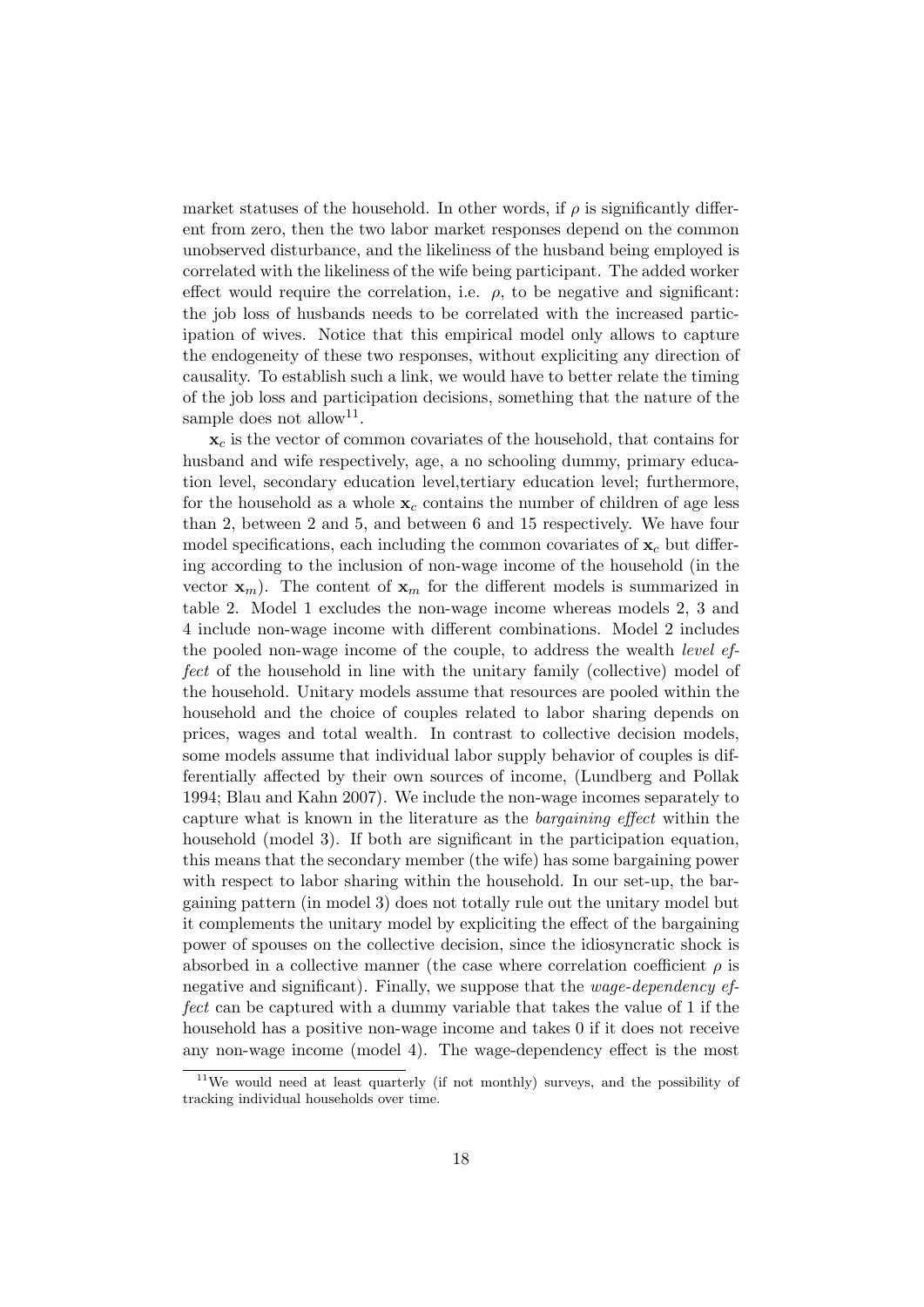market statuses of the household. In other words, if $\rho$ is significantly different from zero, then the two labor market responses depend on the common unobserved disturbance, and the likeliness of the husband being employed is correlated with the likeliness of the wife being participant. The added worker effect would require the correlation, i.e. $\rho$, to be negative and significant: the job loss of husbands needs to be correlated with the increased participation of wives. Notice that this empirical model only allows to capture the endogeneity of these two responses, without expliciting any direction of causality. To establish such a link, we would have to better relate the timing of the job loss and participation decisions, something that the nature of the sample does not allow[11].

$\mathbf{x}_c$ is the vector of common covariates of the household, that contains for husband and wife respectively, age, a no schooling dummy, primary education level, secondary education level,tertiary education level; furthermore, for the household as a whole $\mathbf{x}_c$ contains the number of children of age less than 2, between 2 and 5, and between 6 and 15 respectively. We have four model specifications, each including the common covariates of $\mathbf{x}_c$ but differing according to the inclusion of non-wage income of the household (in the vector $\mathbf{x}_m$). The content of $\mathbf{x}_m$ for the different models is summarized in table 2. Model 1 excludes the non-wage income whereas models 2, 3 and 4 include non-wage income with different combinations. Model 2 includes the pooled non-wage income of the couple, to address the wealth *level effect* of the household in line with the unitary family (collective) model of the household. Unitary models assume that resources are pooled within the household and the choice of couples related to labor sharing depends on prices, wages and total wealth. In contrast to collective decision models, some models assume that individual labor supply behavior of couples is differentially affected by their own sources of income, (Lundberg and Pollak 1994; Blau and Kahn 2007). We include the non-wage incomes separately to capture what is known in the literature as the *bargaining effect* within the household (model 3). If both are significant in the participation equation, this means that the secondary member (the wife) has some bargaining power with respect to labor sharing within the household. In our set-up, the bargaining pattern (in model 3) does not totally rule out the unitary model but it complements the unitary model by expliciting the effect of the bargaining power of spouses on the collective decision, since the idiosyncratic shock is absorbed in a collective manner (the case where correlation coefficient $\rho$ is negative and significant). Finally, we suppose that the *wage-dependency effect* can be captured with a dummy variable that takes the value of 1 if the household has a positive non-wage income and takes 0 if it does not receive any non-wage income (model 4). The wage-dependency effect is the most

[11] We would need at least quarterly (if not monthly) surveys, and the possibility of tracking individual households over time.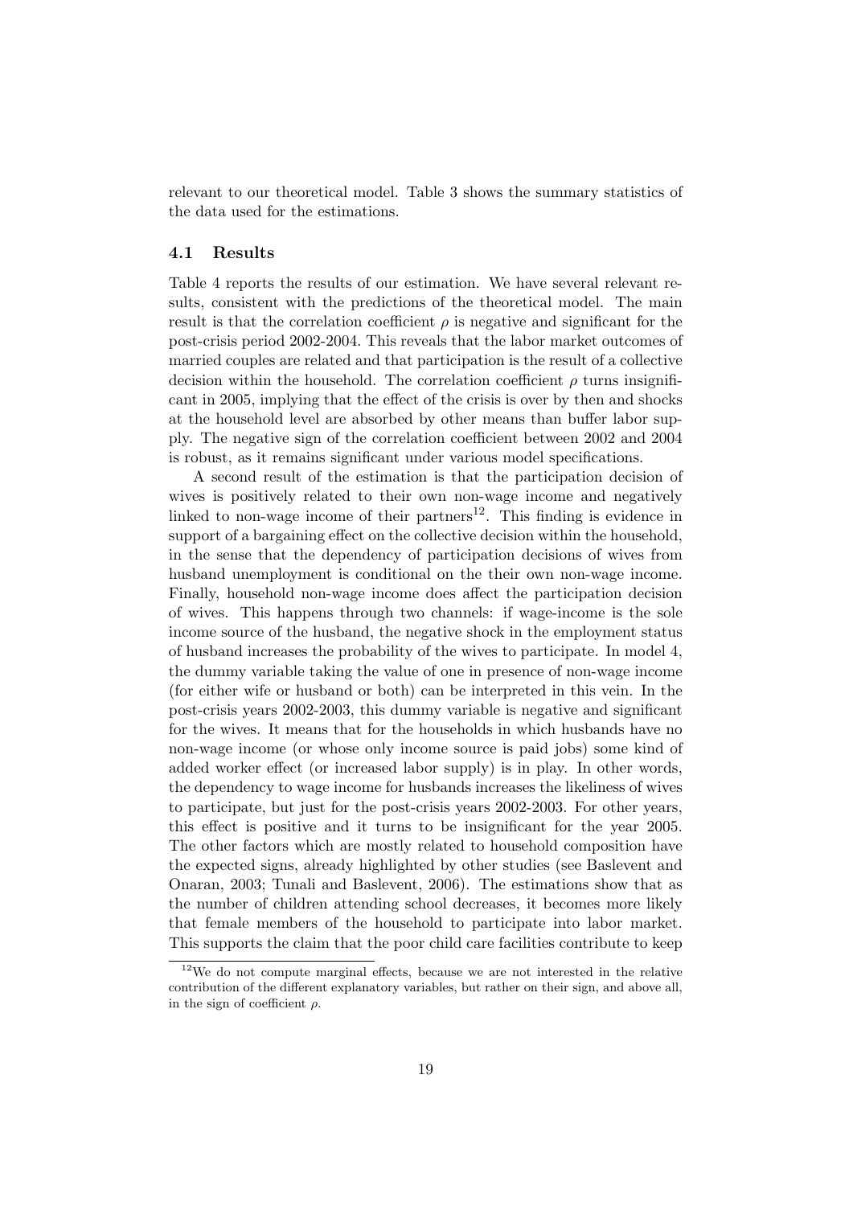relevant to our theoretical model. Table 3 shows the summary statistics of the data used for the estimations.

### 4.1 Results

Table 4 reports the results of our estimation. We have several relevant results, consistent with the predictions of the theoretical model. The main result is that the correlation coefficient $\rho$ is negative and significant for the post-crisis period 2002-2004. This reveals that the labor market outcomes of married couples are related and that participation is the result of a collective decision within the household. The correlation coefficient $\rho$ turns insignificant in 2005, implying that the effect of the crisis is over by then and shocks at the household level are absorbed by other means than buffer labor supply. The negative sign of the correlation coefficient between 2002 and 2004 is robust, as it remains significant under various model specifications.

A second result of the estimation is that the participation decision of wives is positively related to their own non-wage income and negatively linked to non-wage income of their partners[12]. This finding is evidence in support of a bargaining effect on the collective decision within the household, in the sense that the dependency of participation decisions of wives from husband unemployment is conditional on the their own non-wage income. Finally, household non-wage income does affect the participation decision of wives. This happens through two channels: if wage-income is the sole income source of the husband, the negative shock in the employment status of husband increases the probability of the wives to participate. In model 4, the dummy variable taking the value of one in presence of non-wage income (for either wife or husband or both) can be interpreted in this vein. In the post-crisis years 2002-2003, this dummy variable is negative and significant for the wives. It means that for the households in which husbands have no non-wage income (or whose only income source is paid jobs) some kind of added worker effect (or increased labor supply) is in play. In other words, the dependency to wage income for husbands increases the likeliness of wives to participate, but just for the post-crisis years 2002-2003. For other years, this effect is positive and it turns to be insignificant for the year 2005. The other factors which are mostly related to household composition have the expected signs, already highlighted by other studies (see Baslevent and Onaran, 2003; Tunali and Baslevent, 2006). The estimations show that as the number of children attending school decreases, it becomes more likely that female members of the household to participate into labor market. This supports the claim that the poor child care facilities contribute to keep

[12] We do not compute marginal effects, because we are not interested in the relative contribution of the different explanatory variables, but rather on their sign, and above all, in the sign of coefficient $\rho$.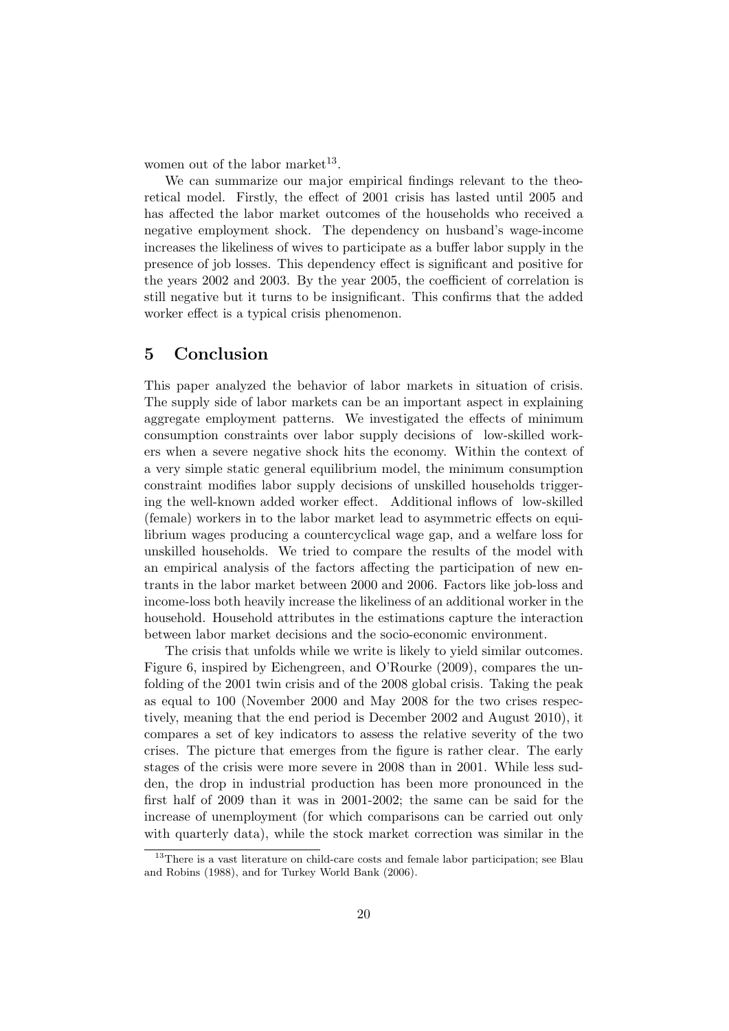women out of the labor market[13].

We can summarize our major empirical findings relevant to the theoretical model. Firstly, the effect of 2001 crisis has lasted until 2005 and has affected the labor market outcomes of the households who received a negative employment shock. The dependency on husband's wage-income increases the likeliness of wives to participate as a buffer labor supply in the presence of job losses. This dependency effect is significant and positive for the years 2002 and 2003. By the year 2005, the coefficient of correlation is still negative but it turns to be insignificant. This confirms that the added worker effect is a typical crisis phenomenon.

## 5 Conclusion

This paper analyzed the behavior of labor markets in situation of crisis. The supply side of labor markets can be an important aspect in explaining aggregate employment patterns. We investigated the effects of minimum consumption constraints over labor supply decisions of low-skilled workers when a severe negative shock hits the economy. Within the context of a very simple static general equilibrium model, the minimum consumption constraint modifies labor supply decisions of unskilled households triggering the well-known added worker effect. Additional inflows of low-skilled (female) workers in to the labor market lead to asymmetric effects on equilibrium wages producing a countercyclical wage gap, and a welfare loss for unskilled households. We tried to compare the results of the model with an empirical analysis of the factors affecting the participation of new entrants in the labor market between 2000 and 2006. Factors like job-loss and income-loss both heavily increase the likeliness of an additional worker in the household. Household attributes in the estimations capture the interaction between labor market decisions and the socio-economic environment.

The crisis that unfolds while we write is likely to yield similar outcomes. Figure 6, inspired by Eichengreen, and O'Rourke (2009), compares the unfolding of the 2001 twin crisis and of the 2008 global crisis. Taking the peak as equal to 100 (November 2000 and May 2008 for the two crises respectively, meaning that the end period is December 2002 and August 2010), it compares a set of key indicators to assess the relative severity of the two crises. The picture that emerges from the figure is rather clear. The early stages of the crisis were more severe in 2008 than in 2001. While less sudden, the drop in industrial production has been more pronounced in the first half of 2009 than it was in 2001-2002; the same can be said for the increase of unemployment (for which comparisons can be carried out only with quarterly data), while the stock market correction was similar in the

[13] There is a vast literature on child-care costs and female labor participation; see Blau and Robins (1988), and for Turkey World Bank (2006).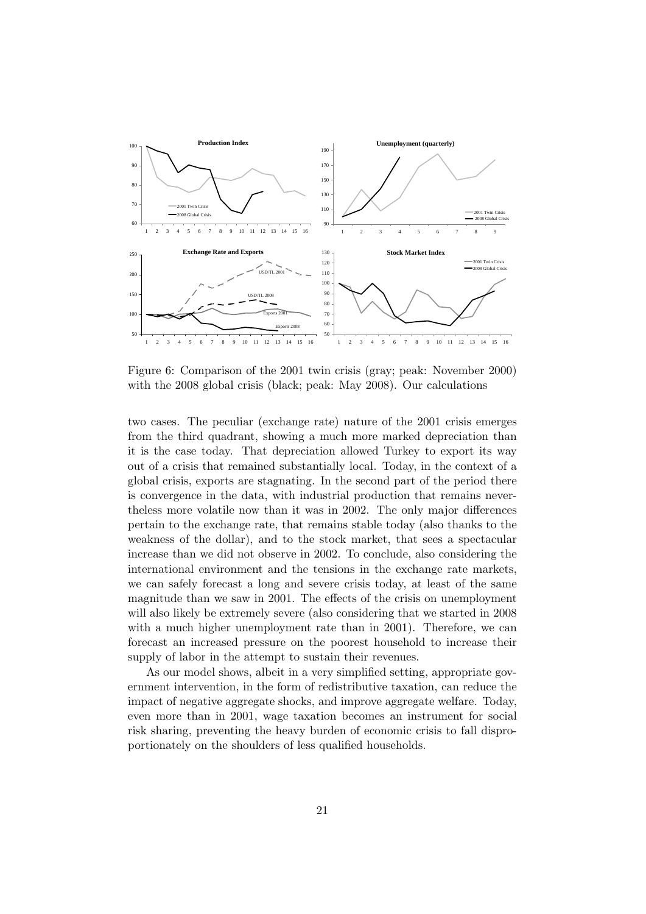Figure 6: Comparison of the 2001 twin crisis (gray; peak: November 2000) with the 2008 global crisis (black; peak: May 2008). Our calculations

two cases. The peculiar (exchange rate) nature of the 2001 crisis emerges from the third quadrant, showing a much more marked depreciation than it is the case today. That depreciation allowed Turkey to export its way out of a crisis that remained substantially local. Today, in the context of a global crisis, exports are stagnating. In the second part of the period there is convergence in the data, with industrial production that remains nevertheless more volatile now than it was in 2002. The only major differences pertain to the exchange rate, that remains stable today (also thanks to the weakness of the dollar), and to the stock market, that sees a spectacular increase than we did not observe in 2002. To conclude, also considering the international environment and the tensions in the exchange rate markets, we can safely forecast a long and severe crisis today, at least of the same magnitude than we saw in 2001. The effects of the crisis on unemployment will also likely be extremely severe (also considering that we started in 2008 with a much higher unemployment rate than in 2001). Therefore, we can forecast an increased pressure on the poorest household to increase their supply of labor in the attempt to sustain their revenues.

As our model shows, albeit in a very simplified setting, appropriate government intervention, in the form of redistributive taxation, can reduce the impact of negative aggregate shocks, and improve aggregate welfare. Today, even more than in 2001, wage taxation becomes an instrument for social risk sharing, preventing the heavy burden of economic crisis to fall disproportionately on the shoulders of less qualified households.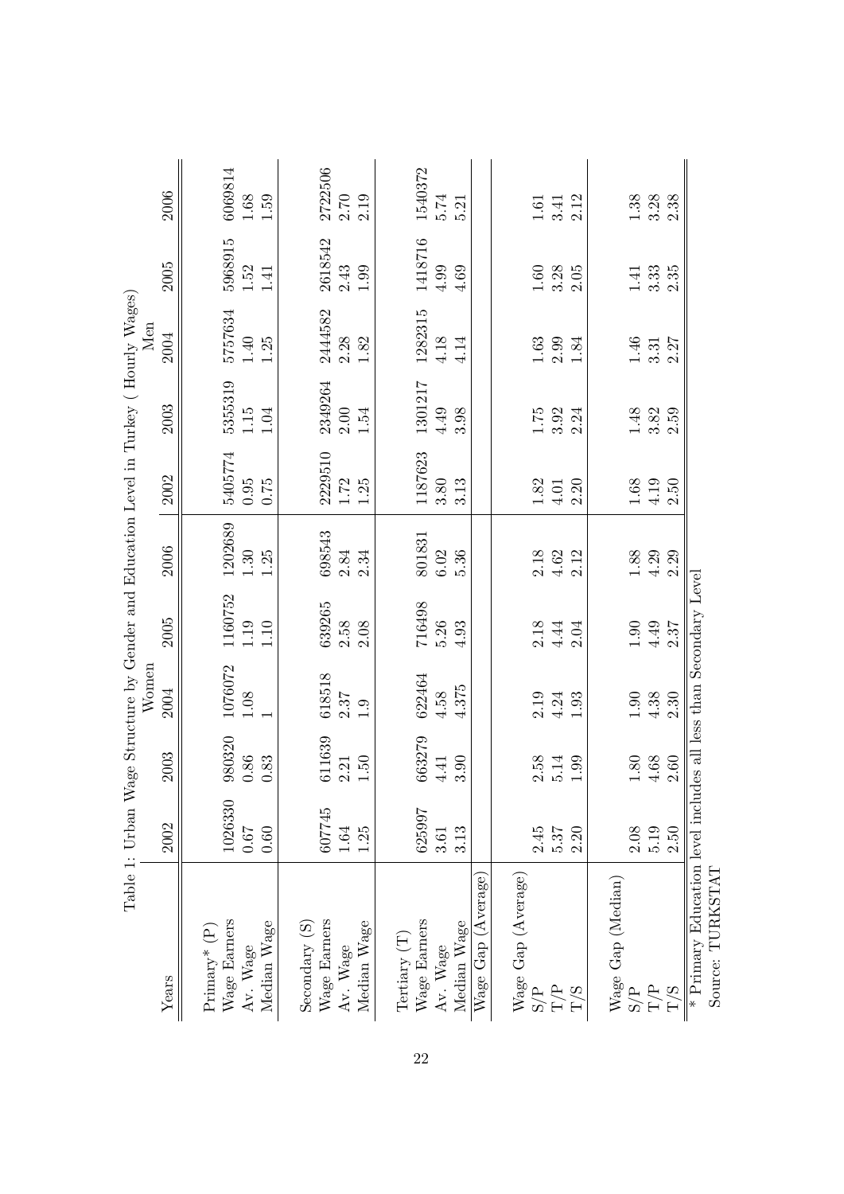Table 1: Urban Wage Structure by Gender and Education Level in Turkey ( Hourly Wages)

| Years | Women | | | | | Men | | | | |
|---|---|---|---|---|---|---|---|---|---|---|
| | 2002 | 2003 | 2004 | 2005 | 2006 | 2002 | 2003 | 2004 | 2005 | 2006 |
| Primary* (P) | | | | | | | | | | |
| Wage Earners | 1026330 | 980320 | 1076072 | 1160752 | 1202689 | 5405774 | 5355319 | 5757634 | 5968915 | 6069814 |
| Av. Wage | 0.67 | 0.86 | 1.08 | 1.19 | 1.30 | 0.95 | 1.15 | 1.40 | 1.52 | 1.68 |
| Median Wage | 0.60 | 0.83 | 1 | 1.10 | 1.25 | 0.75 | 1.04 | 1.25 | 1.41 | 1.59 |
| Secondary (S) | | | | | | | | | | |
| Wage Earners | 607745 | 611639 | 618518 | 639265 | 698543 | 2229510 | 2349264 | 2444582 | 2618542 | 2722506 |
| Av. Wage | 1.64 | 2.21 | 2.37 | 2.58 | 2.84 | 1.72 | 2.00 | 2.28 | 2.43 | 2.70 |
| Median Wage | 1.25 | 1.50 | 1.9 | 2.08 | 2.34 | 1.25 | 1.54 | 1.82 | 1.99 | 2.19 |
| Tertiary (T) | | | | | | | | | | |
| Wage Earners | 625997 | 663279 | 622464 | 716498 | 801831 | 1187623 | 1301217 | 1282315 | 1418716 | 1540372 |
| Av. Wage | 3.61 | 4.41 | 4.58 | 5.26 | 6.02 | 3.80 | 4.49 | 4.18 | 4.99 | 5.74 |
| Median Wage | 3.13 | 3.90 | 4.375 | 4.93 | 5.36 | 3.13 | 3.98 | 4.14 | 4.69 | 5.21 |
| Wage Gap (Average) | | | | | | | | | | |
| Wage Gap (Average) | | | | | | | | | | |
| S/P | 2.45 | 2.58 | 2.19 | 2.18 | 2.18 | 1.82 | 1.75 | 1.63 | 1.60 | 1.61 |
| T/P | 5.37 | 5.14 | 4.24 | 4.44 | 4.62 | 4.01 | 3.92 | 2.99 | 3.28 | 3.41 |
| T/S | 2.20 | 1.99 | 1.93 | 2.04 | 2.12 | 2.20 | 2.24 | 1.84 | 2.05 | 2.12 |
| Wage Gap (Median) | | | | | | | | | | |
| S/P | 2.08 | 1.80 | 1.90 | 1.90 | 1.88 | 1.68 | 1.48 | 1.46 | 1.41 | 1.38 |
| T/P | 5.19 | 4.68 | 4.38 | 4.49 | 4.29 | 4.19 | 3.82 | 3.31 | 3.33 | 3.28 |
| T/S | 2.50 | 2.60 | 2.30 | 2.37 | 2.29 | 2.50 | 2.59 | 2.27 | 2.35 | 2.38 |

\* Primary Education level includes all less than Secondary Level

Source: TURKSTAT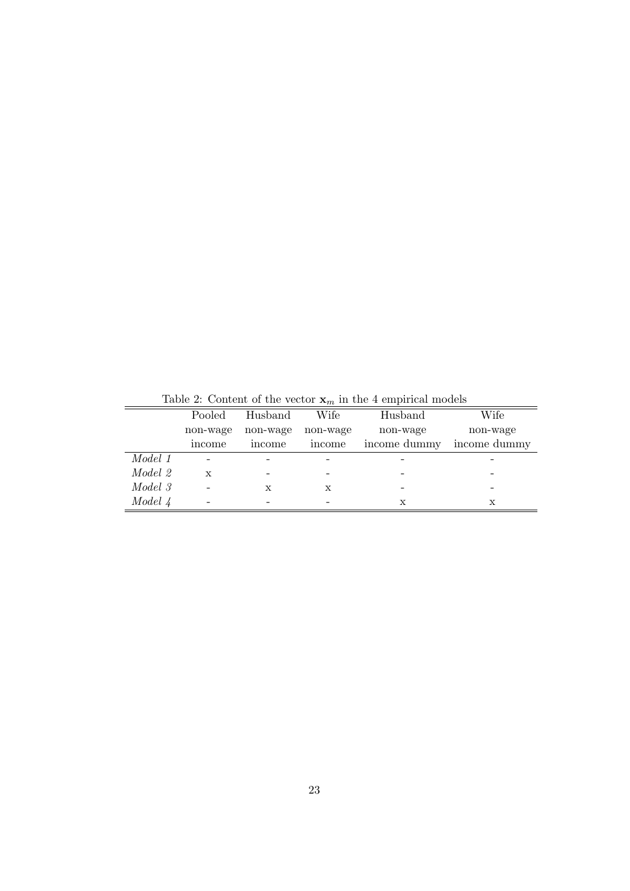Table 2: Content of the vector $\mathbf{x}_m$ in the 4 empirical models

| | Pooled non-wage income | Husband non-wage income | Wife non-wage income | Husband non-wage income dummy | Wife non-wage income dummy |
|---|---|---|---|---|---|
| *Model 1* | - | - | - | - | - |
| *Model 2* | x | - | - | - | - |
| *Model 3* | - | x | x | - | - |
| *Model 4* | - | - | - | x | x |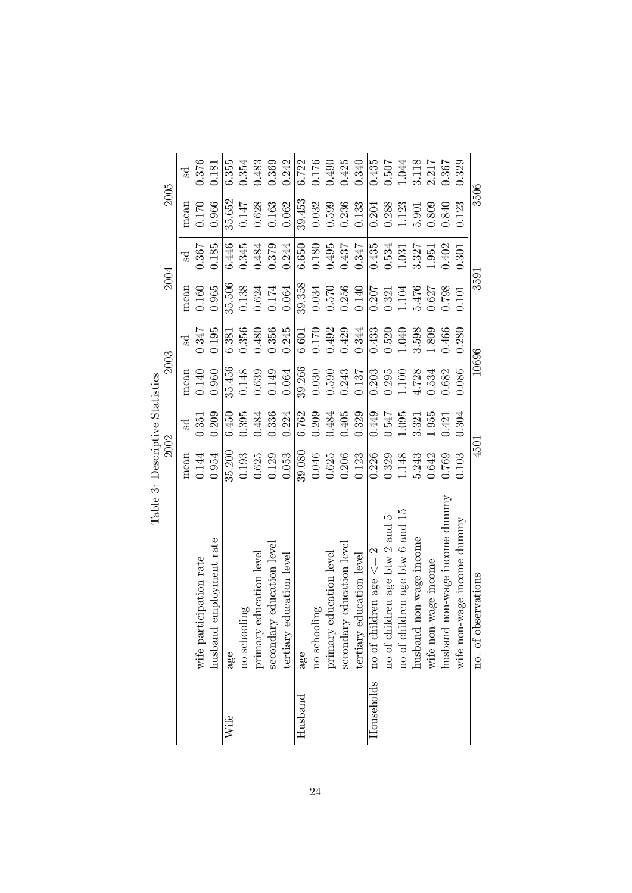Table 3: Descriptive Statistics

| | | 2002 | | 2003 | | 2004 | | 2005 | |
|---|---|---|---|---|---|---|---|---|---|
| | | mean | sd | mean | sd | mean | sd | mean | sd |
| | wife participation rate | 0.144 | 0.351 | 0.140 | 0.347 | 0.160 | 0.367 | 0.170 | 0.376 |
| | husband employment rate | 0.954 | 0.209 | 0.960 | 0.195 | 0.965 | 0.185 | 0.966 | 0.181 |
| Wife | age | 35.200 | 6.450 | 35.456 | 6.381 | 35.506 | 6.446 | 35.652 | 6.355 |
| | no schooling | 0.193 | 0.395 | 0.148 | 0.356 | 0.138 | 0.345 | 0.147 | 0.354 |
| | primary education level | 0.625 | 0.484 | 0.639 | 0.480 | 0.624 | 0.484 | 0.628 | 0.483 |
| | secondary education level | 0.129 | 0.336 | 0.149 | 0.356 | 0.174 | 0.379 | 0.163 | 0.369 |
| | tertiary education level | 0.053 | 0.224 | 0.064 | 0.245 | 0.064 | 0.244 | 0.062 | 0.242 |
| Husband | age | 39.080 | 6.762 | 39.266 | 6.601 | 39.358 | 6.650 | 39.453 | 6.722 |
| | no schooling | 0.046 | 0.209 | 0.030 | 0.170 | 0.034 | 0.180 | 0.032 | 0.176 |
| | primary education level | 0.625 | 0.484 | 0.590 | 0.492 | 0.570 | 0.495 | 0.599 | 0.490 |
| | secondary education level | 0.206 | 0.405 | 0.243 | 0.429 | 0.256 | 0.437 | 0.236 | 0.425 |
| | tertiary education level | 0.123 | 0.329 | 0.137 | 0.344 | 0.140 | 0.347 | 0.133 | 0.340 |
| Households | no of children age $<= 2$ | 0.226 | 0.449 | 0.203 | 0.433 | 0.207 | 0.435 | 0.204 | 0.435 |
| | no of children age btw 2 and 5 | 0.329 | 0.547 | 0.295 | 0.520 | 0.321 | 0.534 | 0.288 | 0.507 |
| | no of children age btw 6 and 15 | 1.148 | 1.095 | 1.100 | 1.040 | 1.104 | 1.031 | 1.123 | 1.044 |
| | husband non-wage income | 5.243 | 3.321 | 4.728 | 3.598 | 5.476 | 3.327 | 5.901 | 3.118 |
| | wife non-wage income | 0.642 | 1.955 | 0.534 | 1.809 | 0.627 | 1.951 | 0.809 | 2.217 |
| | husband non-wage income dummy | 0.769 | 0.421 | 0.682 | 0.466 | 0.798 | 0.402 | 0.840 | 0.367 |
| | wife non-wage income dummy | 0.103 | 0.304 | 0.086 | 0.280 | 0.101 | 0.301 | 0.123 | 0.329 |
| | no. of observations | 4501 | | 10696 | | 3591 | | 3506 | |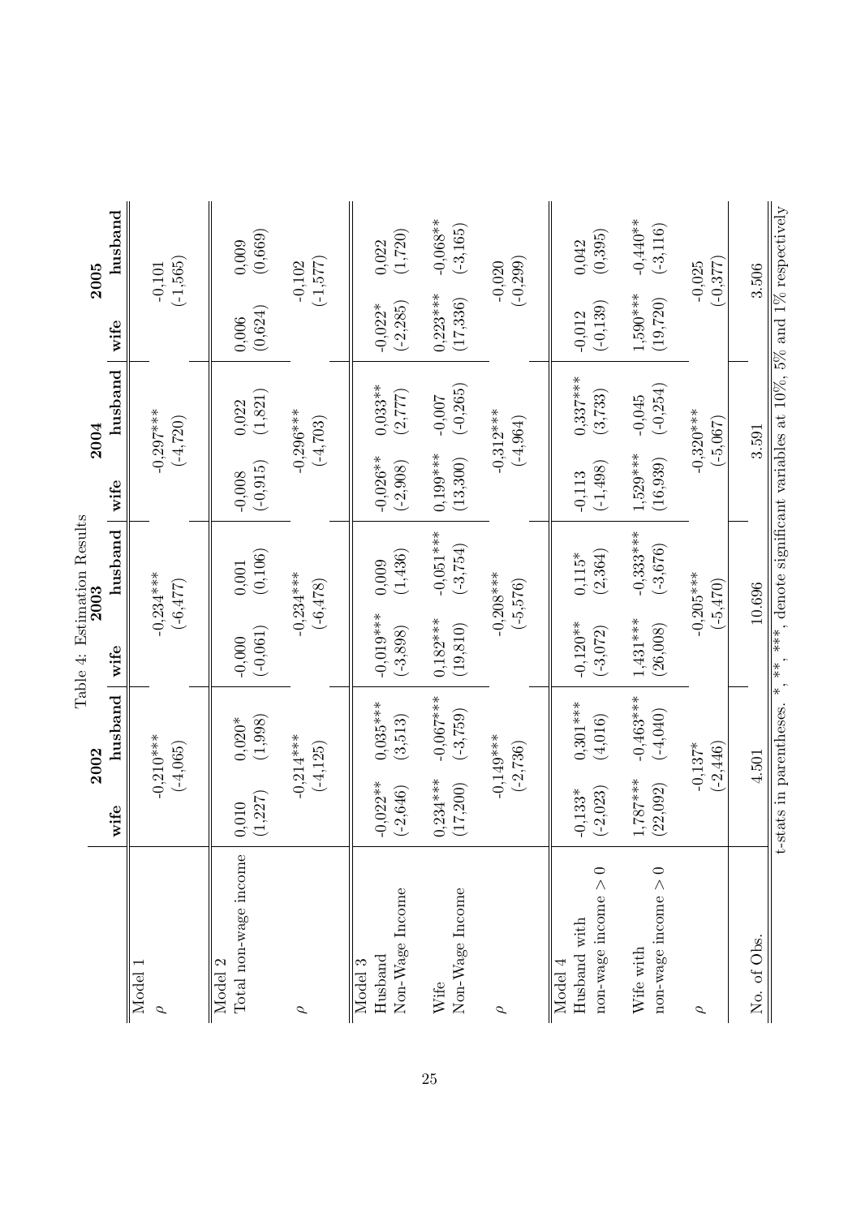Table 4: Estimation Results

| | 2002 | | 2003 | | 2004 | | 2005 | |
|---|---|---|---|---|---|---|---|---|
| | **wife** | **husband** | **wife** | **husband** | **wife** | **husband** | **wife** | **husband** |
| Model 1 | | | | | | | | |
| $\rho$ | -0,210*** | | -0,234*** | | -0,297*** | | -0,101 | |
| | (-4,065) | | (-6,477) | | (-4,720) | | (-1,565) | |
| Model 2 | | | | | | | | |
| Total non-wage income | 0,010 | 0,020* | -0,000 | 0,001 | -0,008 | 0,022 | 0,006 | 0,009 |
| | (1,227) | (1,998) | (-0,061) | (0,106) | (-0,915) | (1,821) | (0,624) | (0,669) |
| $\rho$ | -0,214*** | | -0,234*** | | -0,296*** | | -0,102 | |
| | (-4,125) | | (-6,478) | | (-4,703) | | (-1,577) | |
| Model 3 | | | | | | | | |
| Husband Non-Wage Income | -0,022** | 0,035*** | -0,019*** | 0,009 | -0,026** | 0,033** | -0,022* | 0,022 |
| | (-2,646) | (3,513) | (-3,898) | (1,436) | (-2,908) | (2,777) | (-2,285) | (1,720) |
| Wife Non-Wage Income | 0,234*** | -0,067*** | 0,182*** | -0,051*** | 0,199*** | -0,007 | 0,223*** | -0,068** |
| | (17,200) | (-3,759) | (19,810) | (-3,754) | (13,300) | (-0,265) | (17,336) | (-3,165) |
| $\rho$ | -0,149*** | | -0,208*** | | -0,312*** | | -0,020 | |
| | (-2,736) | | (-5,576) | | (-4,964) | | (-0,299) | |
| Model 4 | | | | | | | | |
| Husband with non-wage income > 0 | -0,133* | 0,301*** | -0,120** | 0,115* | -0,113 | 0,337*** | -0,012 | 0,042 |
| | (-2,023) | (4,016) | (-3,072) | (2,364) | (-1,498) | (3,733) | (-0,139) | (0,395) |
| Wife with non-wage income > 0 | 1,787*** | -0,463*** | 1,431*** | -0,333*** | 1,529*** | -0,045 | 1,590*** | -0,440** |
| | (22,092) | (-4,040) | (26,008) | (-3,676) | (16,939) | (-0,254) | (19,720) | (-3,116) |
| $\rho$ | -0,137* | | -0,205*** | | -0,320*** | | -0,025 | |
| | (-2,446) | | (-5,470) | | (-5,067) | | (-0,377) | |
| No. of Obs. | 4.501 | | 10.696 | | 3.591 | | 3.506 | |

t-stats in parentheses. *, **, ***, denote significant variables at 10%, 5% and 1% respectively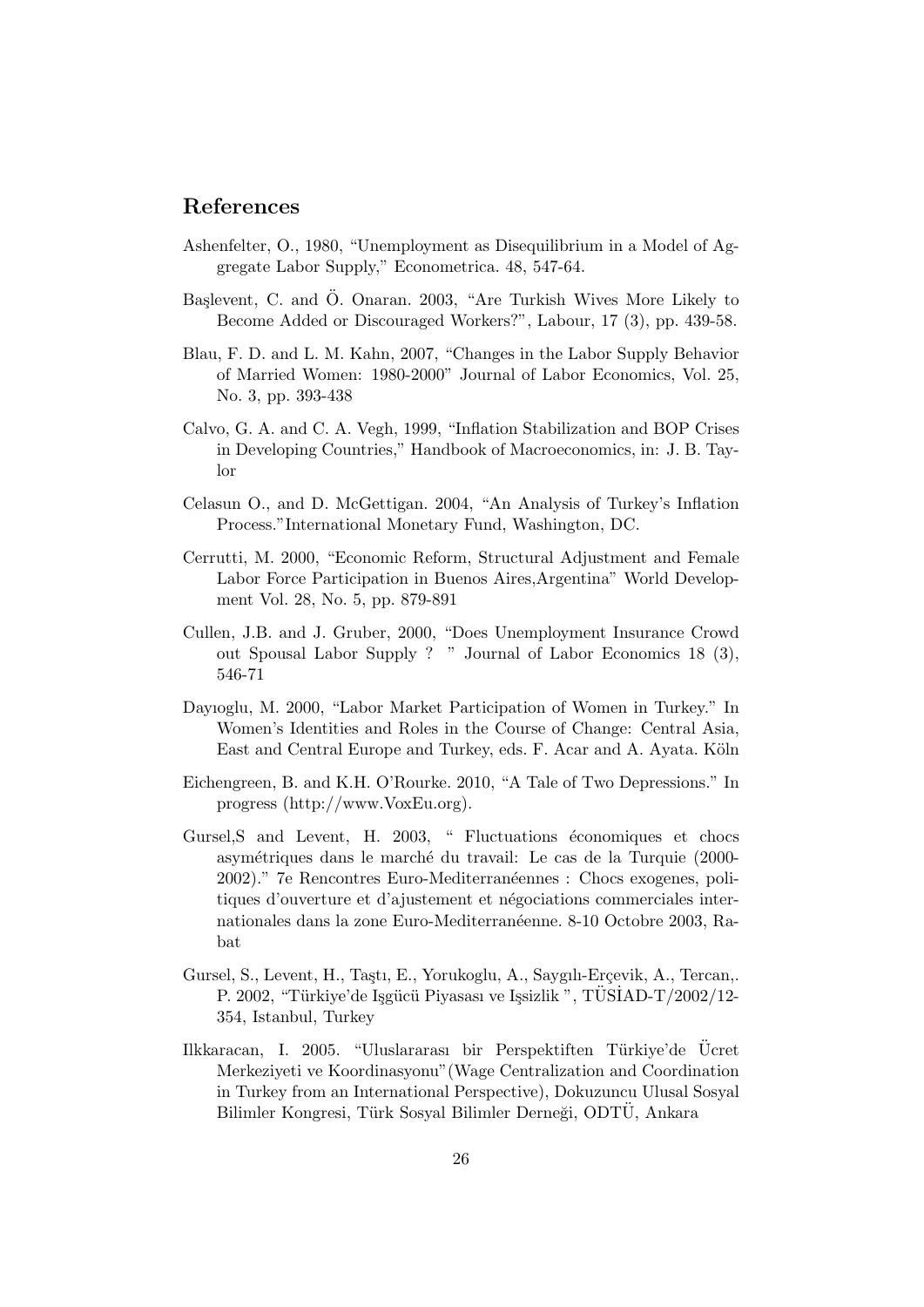## References

Ashenfelter, O., 1980, "Unemployment as Disequilibrium in a Model of Aggregate Labor Supply," Econometrica. 48, 547-64.

Başlevent, C. and Ö. Onaran. 2003, "Are Turkish Wives More Likely to Become Added or Discouraged Workers?", Labour, 17 (3), pp. 439-58.

Blau, F. D. and L. M. Kahn, 2007, "Changes in the Labor Supply Behavior of Married Women: 1980-2000" Journal of Labor Economics, Vol. 25, No. 3, pp. 393-438

Calvo, G. A. and C. A. Vegh, 1999, "Inflation Stabilization and BOP Crises in Developing Countries," Handbook of Macroeconomics, in: J. B. Taylor

Celasun O., and D. McGettigan. 2004, "An Analysis of Turkey's Inflation Process."International Monetary Fund, Washington, DC.

Cerrutti, M. 2000, "Economic Reform, Structural Adjustment and Female Labor Force Participation in Buenos Aires,Argentina" World Development Vol. 28, No. 5, pp. 879-891

Cullen, J.B. and J. Gruber, 2000, "Does Unemployment Insurance Crowd out Spousal Labor Supply ? " Journal of Labor Economics 18 (3), 546-71

Dayıoglu, M. 2000, "Labor Market Participation of Women in Turkey." In Women's Identities and Roles in the Course of Change: Central Asia, East and Central Europe and Turkey, eds. F. Acar and A. Ayata. Köln

Eichengreen, B. and K.H. O'Rourke. 2010, "A Tale of Two Depressions." In progress (http://www.VoxEu.org).

Gursel,S and Levent, H. 2003, " Fluctuations économiques et chocs asymétriques dans le marché du travail: Le cas de la Turquie (2000-2002)." 7e Rencontres Euro-Mediterranéennes : Chocs exogenes, politiques d'ouverture et d'ajustement et négociations commerciales internationales dans la zone Euro-Mediterranéenne. 8-10 Octobre 2003, Rabat

Gursel, S., Levent, H., Taştı, E., Yorukoglu, A., Saygılı-Erçevik, A., Tercan,. P. 2002, "Türkiye'de Işgücü Piyasası ve Işsizlik ", TÜSİAD-T/2002/12-354, Istanbul, Turkey

Ilkkaracan, I. 2005. "Uluslararası bir Perspektiften Türkiye'de Ücret Merkeziyeti ve Koordinasyonu"(Wage Centralization and Coordination in Turkey from an International Perspective), Dokuzuncu Ulusal Sosyal Bilimler Kongresi, Türk Sosyal Bilimler Derneği, ODTÜ, Ankara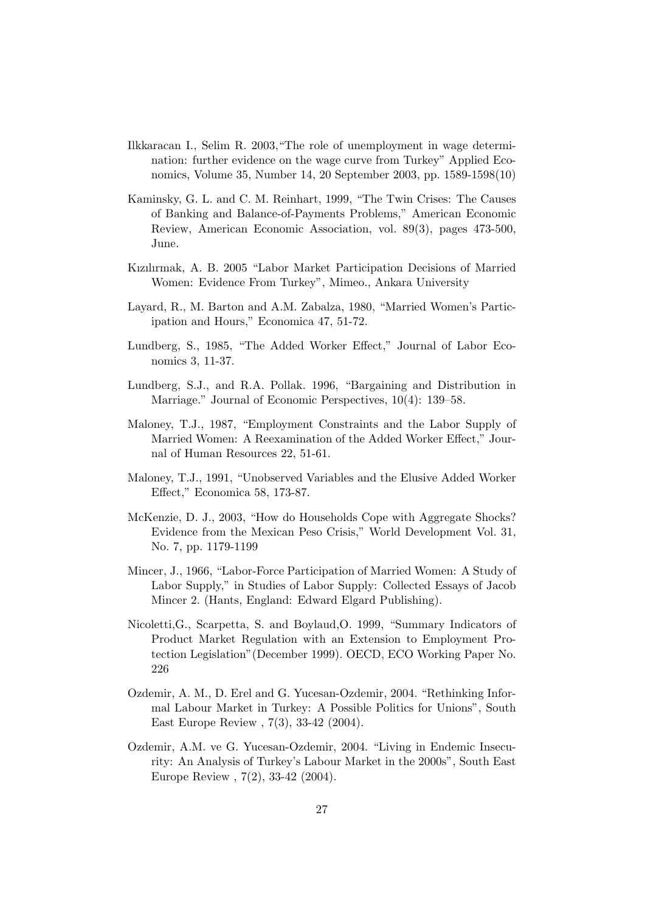Ilkkaracan I., Selim R. 2003,"The role of unemployment in wage determination: further evidence on the wage curve from Turkey" Applied Economics, Volume 35, Number 14, 20 September 2003, pp. 1589-1598(10)

Kaminsky, G. L. and C. M. Reinhart, 1999, "The Twin Crises: The Causes of Banking and Balance-of-Payments Problems," American Economic Review, American Economic Association, vol. 89(3), pages 473-500, June.

Kızılırmak, A. B. 2005 "Labor Market Participation Decisions of Married Women: Evidence From Turkey", Mimeo., Ankara University

Layard, R., M. Barton and A.M. Zabalza, 1980, "Married Women's Participation and Hours," Economica 47, 51-72.

Lundberg, S., 1985, "The Added Worker Effect," Journal of Labor Economics 3, 11-37.

Lundberg, S.J., and R.A. Pollak. 1996, "Bargaining and Distribution in Marriage." Journal of Economic Perspectives, 10(4): 139–58.

Maloney, T.J., 1987, "Employment Constraints and the Labor Supply of Married Women: A Reexamination of the Added Worker Effect," Journal of Human Resources 22, 51-61.

Maloney, T.J., 1991, "Unobserved Variables and the Elusive Added Worker Effect," Economica 58, 173-87.

McKenzie, D. J., 2003, "How do Households Cope with Aggregate Shocks? Evidence from the Mexican Peso Crisis," World Development Vol. 31, No. 7, pp. 1179-1199

Mincer, J., 1966, "Labor-Force Participation of Married Women: A Study of Labor Supply," in Studies of Labor Supply: Collected Essays of Jacob Mincer 2. (Hants, England: Edward Elgard Publishing).

Nicoletti,G., Scarpetta, S. and Boylaud,O. 1999, "Summary Indicators of Product Market Regulation with an Extension to Employment Protection Legislation"(December 1999). OECD, ECO Working Paper No. 226

Ozdemir, A. M., D. Erel and G. Yucesan-Ozdemir, 2004. "Rethinking Informal Labour Market in Turkey: A Possible Politics for Unions", South East Europe Review , 7(3), 33-42 (2004).

Ozdemir, A.M. ve G. Yucesan-Ozdemir, 2004. "Living in Endemic Insecurity: An Analysis of Turkey's Labour Market in the 2000s", South East Europe Review , 7(2), 33-42 (2004).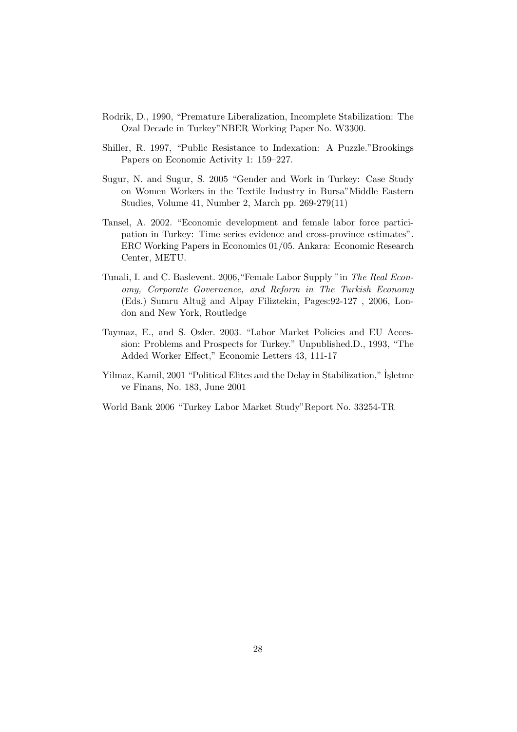Rodrik, D., 1990, "Premature Liberalization, Incomplete Stabilization: The Ozal Decade in Turkey"NBER Working Paper No. W3300.

Shiller, R. 1997, "Public Resistance to Indexation: A Puzzle."Brookings Papers on Economic Activity 1: 159–227.

Sugur, N. and Sugur, S. 2005 "Gender and Work in Turkey: Case Study on Women Workers in the Textile Industry in Bursa"Middle Eastern Studies, Volume 41, Number 2, March pp. 269-279(11)

Tansel, A. 2002. "Economic development and female labor force participation in Turkey: Time series evidence and cross-province estimates". ERC Working Papers in Economics 01/05. Ankara: Economic Research Center, METU.

Tunali, I. and C. Baslevent. 2006,"Female Labor Supply "in *The Real Economy, Corporate Governence, and Reform in The Turkish Economy* (Eds.) Sumru Altuğ and Alpay Filiztekin, Pages:92-127 , 2006, London and New York, Routledge

Taymaz, E., and S. Ozler. 2003. "Labor Market Policies and EU Accession: Problems and Prospects for Turkey." Unpublished.D., 1993, "The Added Worker Effect," Economic Letters 43, 111-17

Yilmaz, Kamil, 2001 "Political Elites and the Delay in Stabilization," İşletme ve Finans, No. 183, June 2001

World Bank 2006 "Turkey Labor Market Study"Report No. 33254-TR